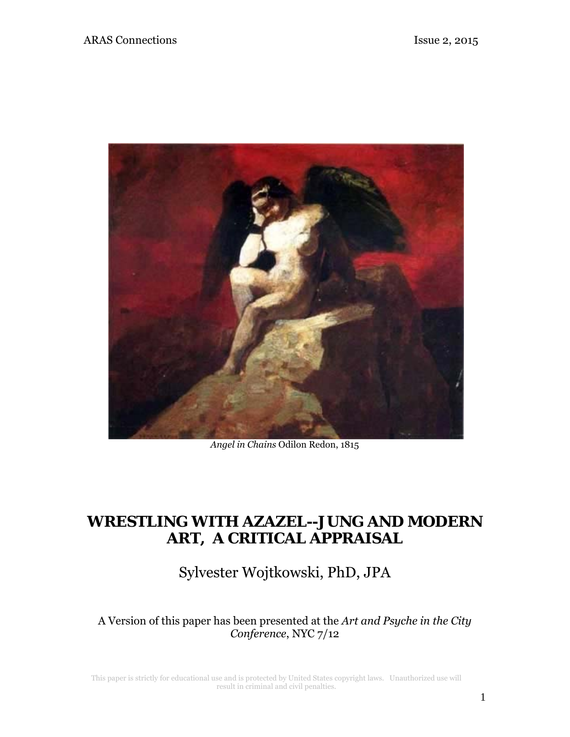*Angel in Chains* Odilon Redon, 1815

# WRESTLING WITH AZAZEL--JUNG AND MODERN ART, A CRITICAL APPRAISAL

## Sylvester Wojtkowski, PhD, JPA

A Version of this paper has been presented at the *Art and Psyche in the City Conference*, NYC 7/12

This paper is strictly for educational use and is protected by United States copyright laws. Unauthorized use will result in criminal and civil penalties.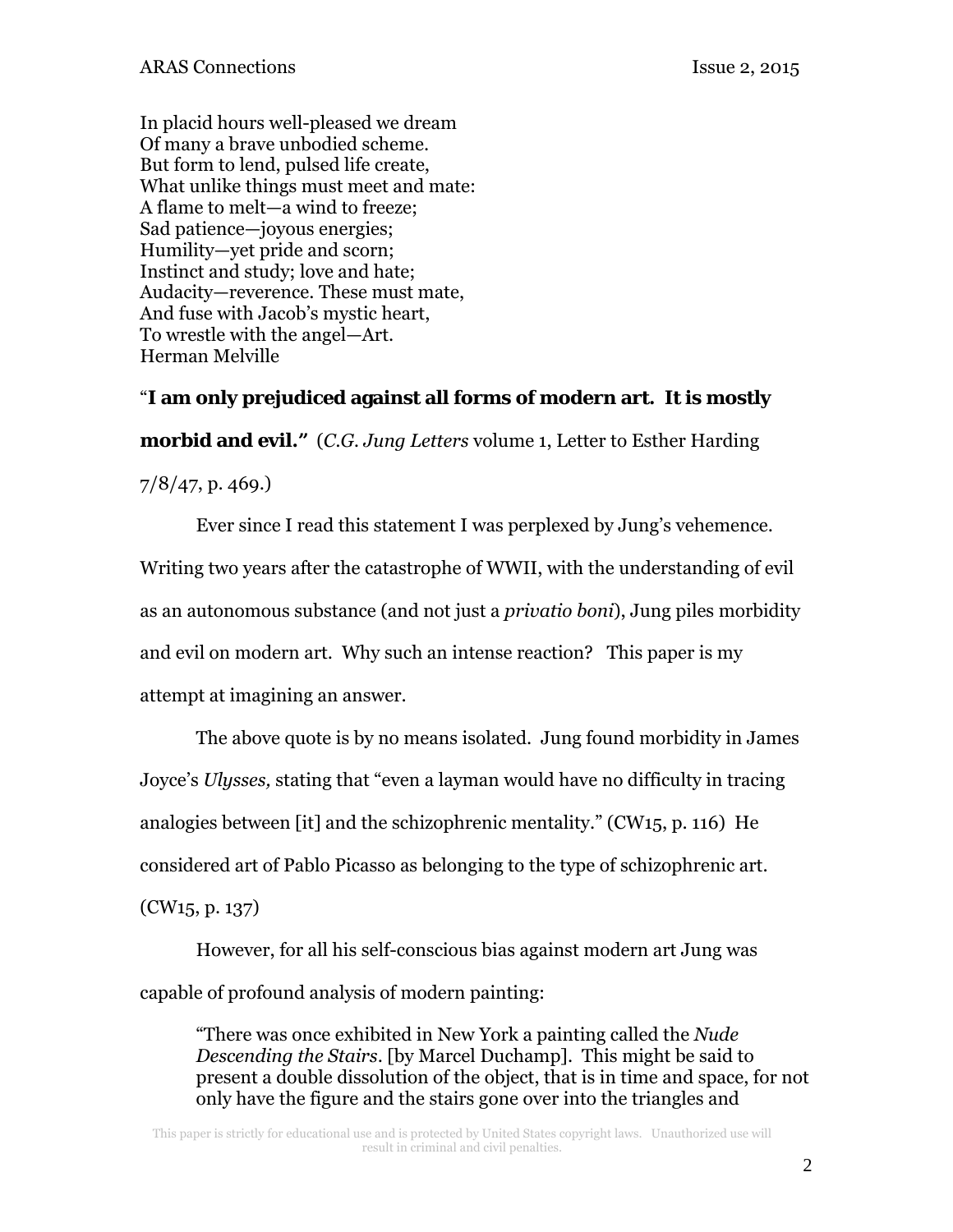In placid hours well-pleased we dream  
Of many a brave unbodied scheme.  
But form to lend, pulsed life create,  
What unlike things must meet and mate:  
A flame to melt—a wind to freeze;  
Sad patience—joyous energies;  
Humility—yet pride and scorn;  
Instinct and study; love and hate;  
Audacity—reverence. These must mate,  
And fuse with Jacob's mystic heart,  
To wrestle with the angel—Art.  
Herman Melville

"**I am only prejudiced against all forms of modern art. It is mostly morbid and evil."** (*C.G. Jung Letters* volume 1, Letter to Esther Harding 7/8/47, p. 469.)

Ever since I read this statement I was perplexed by Jung's vehemence. Writing two years after the catastrophe of WWII, with the understanding of evil as an autonomous substance (and not just a *privatio boni*), Jung piles morbidity and evil on modern art. Why such an intense reaction? This paper is my attempt at imagining an answer.

The above quote is by no means isolated. Jung found morbidity in James Joyce's *Ulysses,* stating that "even a layman would have no difficulty in tracing analogies between [it] and the schizophrenic mentality." (CW15, p. 116) He considered art of Pablo Picasso as belonging to the type of schizophrenic art. (CW15, p. 137)

However, for all his self-conscious bias against modern art Jung was capable of profound analysis of modern painting:

> "There was once exhibited in New York a painting called the *Nude Descending the Stairs*. [by Marcel Duchamp]. This might be said to present a double dissolution of the object, that is in time and space, for not only have the figure and the stairs gone over into the triangles and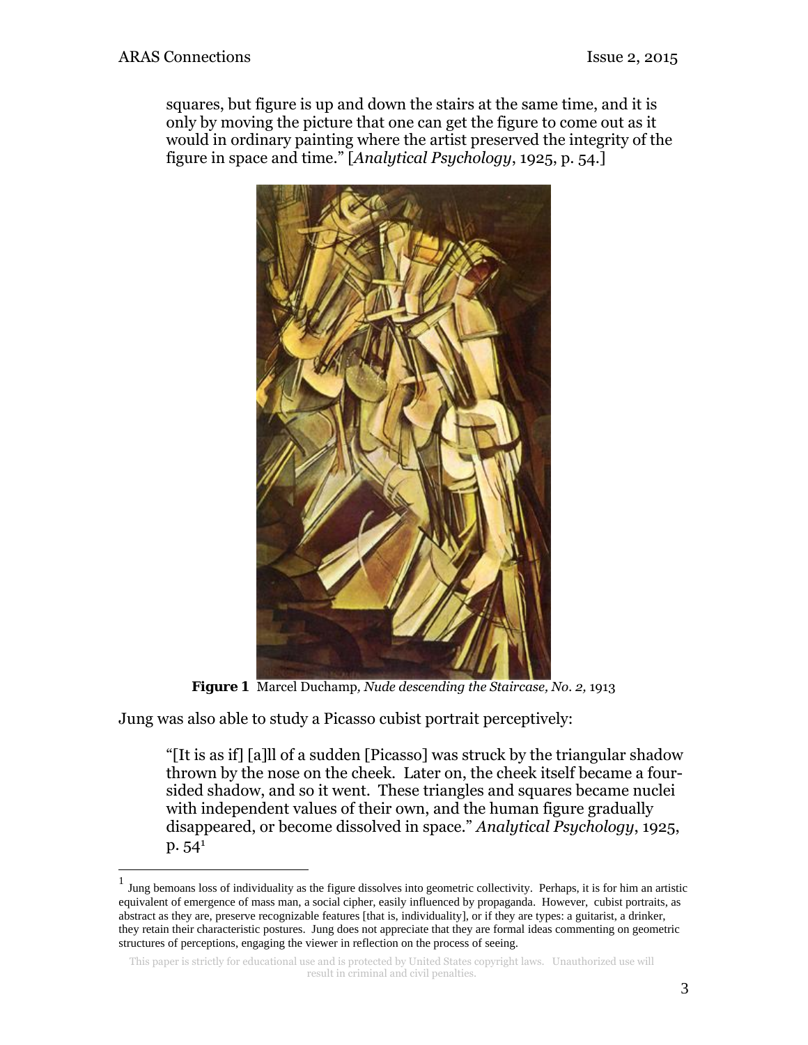squares, but figure is up and down the stairs at the same time, and it is only by moving the picture that one can get the figure to come out as it would in ordinary painting where the artist preserved the integrity of the figure in space and time." [*Analytical Psychology*, 1925, p. 54.]

**Figure 1** Marcel Duchamp, *Nude descending the Staircase, No. 2,* 1913

Jung was also able to study a Picasso cubist portrait perceptively:

> "[It is as if] [a]ll of a sudden [Picasso] was struck by the triangular shadow thrown by the nose on the cheek. Later on, the cheek itself became a four-sided shadow, and so it went. These triangles and squares became nuclei with independent values of their own, and the human figure gradually disappeared, or become dissolved in space." *Analytical Psychology*, 1925, p. 54[1]

---

[1] Jung bemoans loss of individuality as the figure dissolves into geometric collectivity. Perhaps, it is for him an artistic equivalent of emergence of mass man, a social cipher, easily influenced by propaganda. However, cubist portraits, as abstract as they are, preserve recognizable features [that is, individuality], or if they are types: a guitarist, a drinker, they retain their characteristic postures. Jung does not appreciate that they are formal ideas commenting on geometric structures of perceptions, engaging the viewer in reflection on the process of seeing.

This paper is strictly for educational use and is protected by United States copyright laws. Unauthorized use will result in criminal and civil penalties.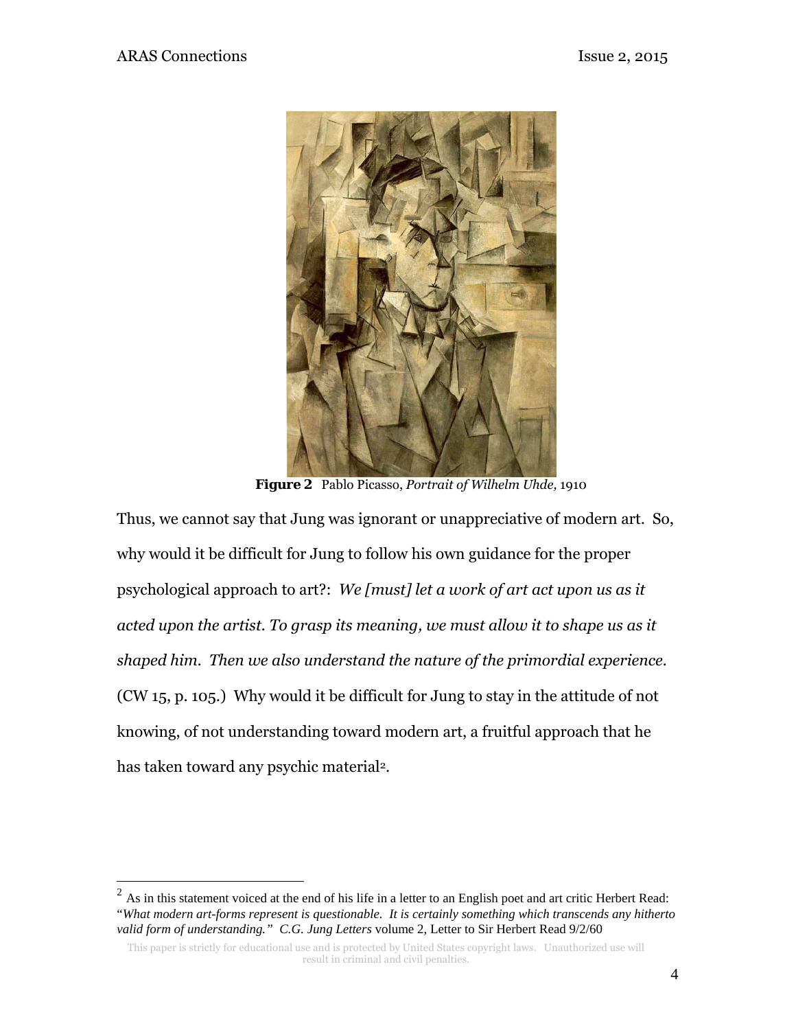**Figure 2** Pablo Picasso, *Portrait of Wilhelm Uhde,* 1910

Thus, we cannot say that Jung was ignorant or unappreciative of modern art. So, why would it be difficult for Jung to follow his own guidance for the proper psychological approach to art?: *We [must] let a work of art act upon us as it acted upon the artist. To grasp its meaning, we must allow it to shape us as it shaped him. Then we also understand the nature of the primordial experience.* (CW 15, p. 105.) Why would it be difficult for Jung to stay in the attitude of not knowing, of not understanding toward modern art, a fruitful approach that he has taken toward any psychic material[2].

---

[2] As in this statement voiced at the end of his life in a letter to an English poet and art critic Herbert Read: "*What modern art-forms represent is questionable. It is certainly something which transcends any hitherto valid form of understanding."* *C.G. Jung Letters* volume 2, Letter to Sir Herbert Read 9/2/60

This paper is strictly for educational use and is protected by United States copyright laws. Unauthorized use will result in criminal and civil penalties.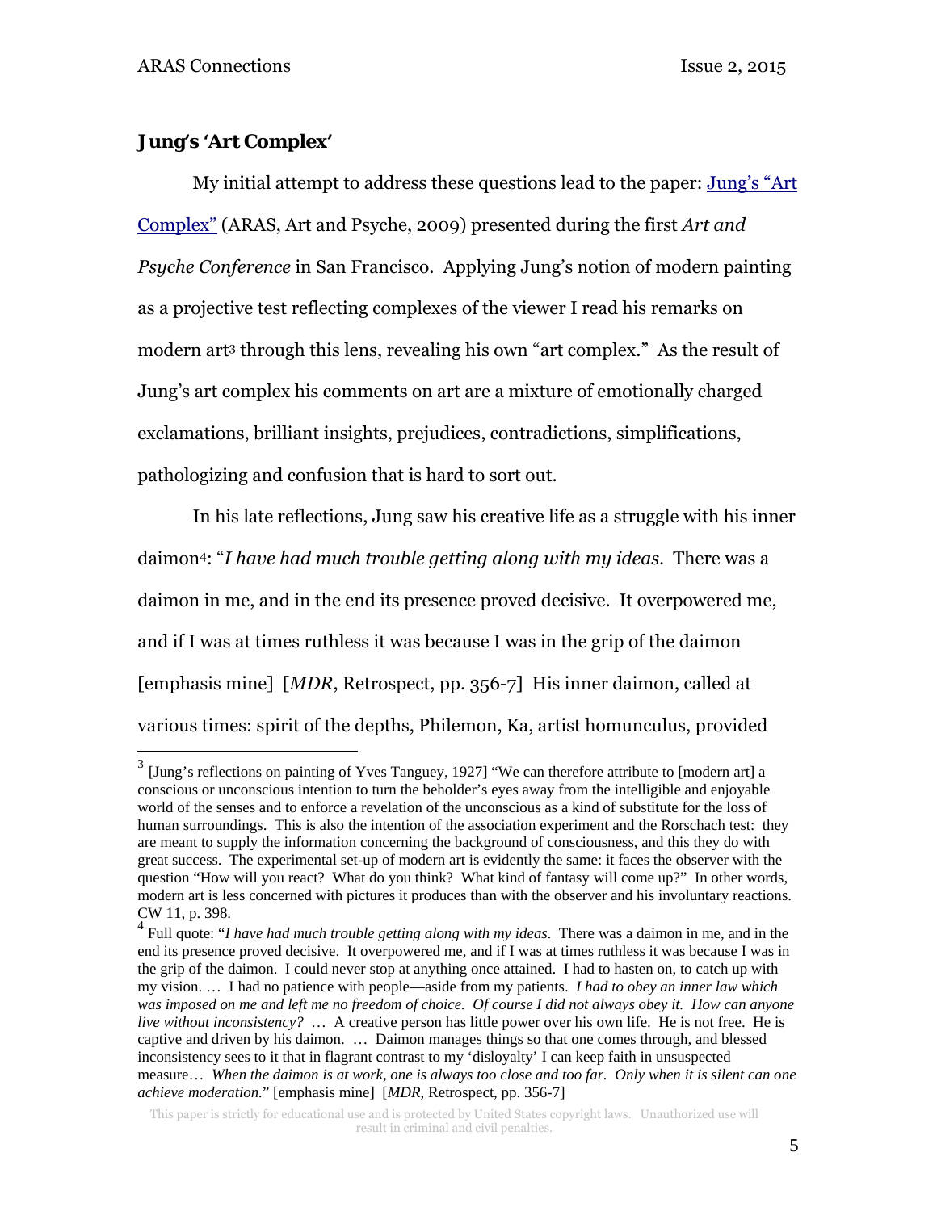### **Jung's 'Art Complex'**

My initial attempt to address these questions lead to the paper: Jung's "Art Complex" (ARAS, Art and Psyche, 2009) presented during the first *Art and Psyche Conference* in San Francisco. Applying Jung's notion of modern painting as a projective test reflecting complexes of the viewer I read his remarks on modern art[3] through this lens, revealing his own "art complex." As the result of Jung's art complex his comments on art are a mixture of emotionally charged exclamations, brilliant insights, prejudices, contradictions, simplifications, pathologizing and confusion that is hard to sort out.

In his late reflections, Jung saw his creative life as a struggle with his inner daimon[4]: "*I have had much trouble getting along with my ideas.* There was a daimon in me, and in the end its presence proved decisive. It overpowered me, and if I was at times ruthless it was because I was in the grip of the daimon [emphasis mine] [*MDR*, Retrospect, pp. 356-7] His inner daimon, called at various times: spirit of the depths, Philemon, Ka, artist homunculus, provided

---

[3] [Jung's reflections on painting of Yves Tanguey, 1927] "We can therefore attribute to [modern art] a conscious or unconscious intention to turn the beholder's eyes away from the intelligible and enjoyable world of the senses and to enforce a revelation of the unconscious as a kind of substitute for the loss of human surroundings. This is also the intention of the association experiment and the Rorschach test: they are meant to supply the information concerning the background of consciousness, and this they do with great success. The experimental set-up of modern art is evidently the same: it faces the observer with the question "How will you react? What do you think? What kind of fantasy will come up?" In other words, modern art is less concerned with pictures it produces than with the observer and his involuntary reactions. CW 11, p. 398.

[4] Full quote: "*I have had much trouble getting along with my ideas.* There was a daimon in me, and in the end its presence proved decisive. It overpowered me, and if I was at times ruthless it was because I was in the grip of the daimon. I could never stop at anything once attained. I had to hasten on, to catch up with my vision. … I had no patience with people—aside from my patients. *I had to obey an inner law which was imposed on me and left me no freedom of choice. Of course I did not always obey it. How can anyone live without inconsistency?* … A creative person has little power over his own life. He is not free. He is captive and driven by his daimon. … Daimon manages things so that one comes through, and blessed inconsistency sees to it that in flagrant contrast to my 'disloyalty' I can keep faith in unsuspected measure… *When the daimon is at work, one is always too close and too far. Only when it is silent can one achieve moderation.*" [emphasis mine] [*MDR*, Retrospect, pp. 356-7]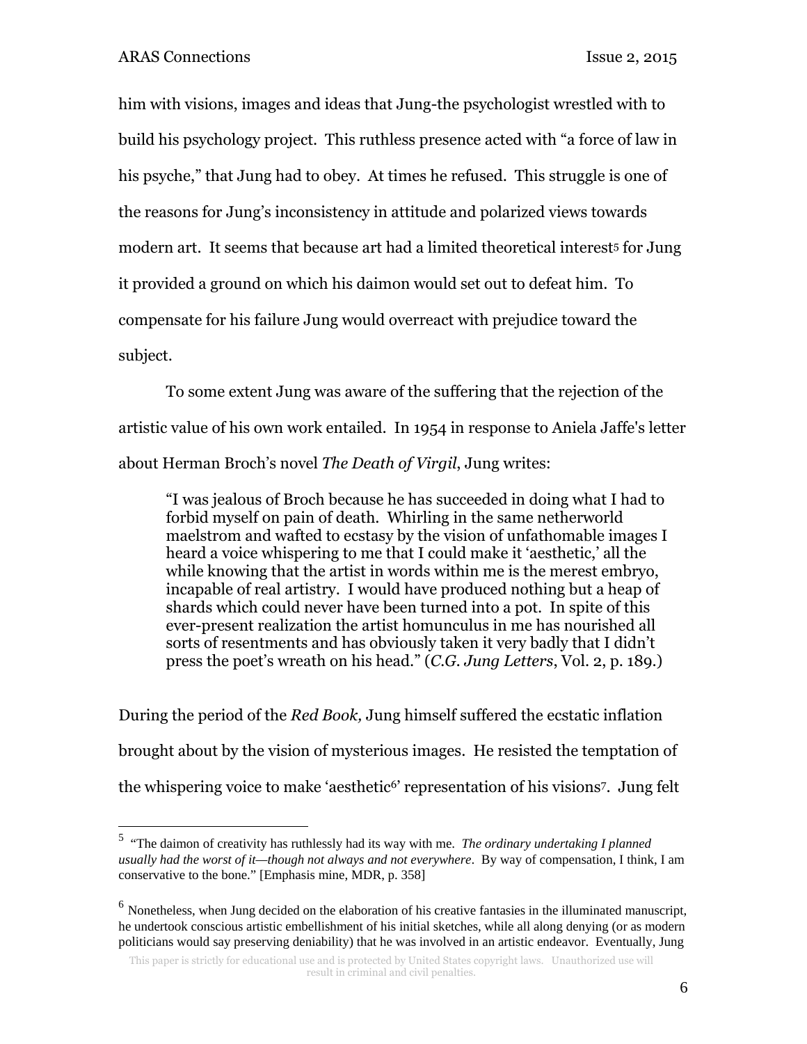him with visions, images and ideas that Jung-the psychologist wrestled with to build his psychology project. This ruthless presence acted with "a force of law in his psyche," that Jung had to obey. At times he refused. This struggle is one of the reasons for Jung's inconsistency in attitude and polarized views towards modern art. It seems that because art had a limited theoretical interest[5] for Jung it provided a ground on which his daimon would set out to defeat him. To compensate for his failure Jung would overreact with prejudice toward the subject.

To some extent Jung was aware of the suffering that the rejection of the artistic value of his own work entailed. In 1954 in response to Aniela Jaffe's letter about Herman Broch's novel *The Death of Virgil*, Jung writes:

> "I was jealous of Broch because he has succeeded in doing what I had to forbid myself on pain of death. Whirling in the same netherworld maelstrom and wafted to ecstasy by the vision of unfathomable images I heard a voice whispering to me that I could make it 'aesthetic,' all the while knowing that the artist in words within me is the merest embryo, incapable of real artistry. I would have produced nothing but a heap of shards which could never have been turned into a pot. In spite of this ever-present realization the artist homunculus in me has nourished all sorts of resentments and has obviously taken it very badly that I didn't press the poet's wreath on his head." (*C.G. Jung Letters*, Vol. 2, p. 189.)

During the period of the *Red Book,* Jung himself suffered the ecstatic inflation brought about by the vision of mysterious images. He resisted the temptation of the whispering voice to make 'aesthetic[6]' representation of his visions[7]. Jung felt

---

[5] "The daimon of creativity has ruthlessly had its way with me. *The ordinary undertaking I planned usually had the worst of it—though not always and not everywhere*. By way of compensation, I think, I am conservative to the bone." [Emphasis mine, MDR, p. 358]

[6] Nonetheless, when Jung decided on the elaboration of his creative fantasies in the illuminated manuscript, he undertook conscious artistic embellishment of his initial sketches, while all along denying (or as modern politicians would say preserving deniability) that he was involved in an artistic endeavor. Eventually, Jung

This paper is strictly for educational use and is protected by United States copyright laws. Unauthorized use will result in criminal and civil penalties.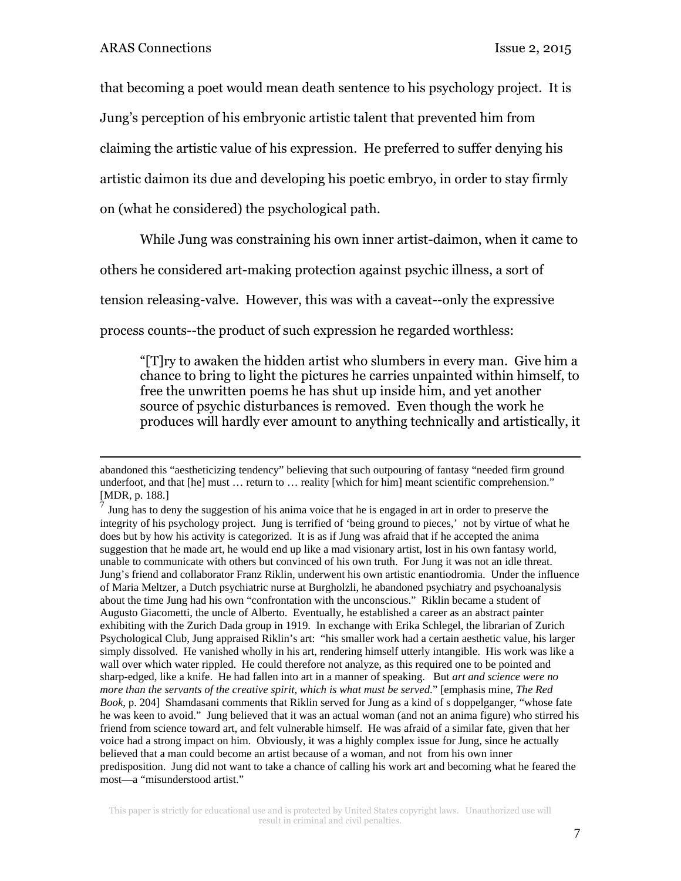that becoming a poet would mean death sentence to his psychology project. It is Jung's perception of his embryonic artistic talent that prevented him from claiming the artistic value of his expression. He preferred to suffer denying his artistic daimon its due and developing his poetic embryo, in order to stay firmly on (what he considered) the psychological path.

While Jung was constraining his own inner artist-daimon, when it came to others he considered art-making protection against psychic illness, a sort of tension releasing-valve. However, this was with a caveat--only the expressive process counts--the product of such expression he regarded worthless:

> "[T]ry to awaken the hidden artist who slumbers in every man. Give him a chance to bring to light the pictures he carries unpainted within himself, to free the unwritten poems he has shut up inside him, and yet another source of psychic disturbances is removed. Even though the work he produces will hardly ever amount to anything technically and artistically, it

---

abandoned this "aestheticizing tendency" believing that such outpouring of fantasy "needed firm ground underfoot, and that [he] must … return to … reality [which for him] meant scientific comprehension." [MDR, p. 188.]

[7] Jung has to deny the suggestion of his anima voice that he is engaged in art in order to preserve the integrity of his psychology project. Jung is terrified of 'being ground to pieces,' not by virtue of what he does but by how his activity is categorized. It is as if Jung was afraid that if he accepted the anima suggestion that he made art, he would end up like a mad visionary artist, lost in his own fantasy world, unable to communicate with others but convinced of his own truth. For Jung it was not an idle threat. Jung's friend and collaborator Franz Riklin, underwent his own artistic enantiodromia. Under the influence of Maria Meltzer, a Dutch psychiatric nurse at Burgholzli, he abandoned psychiatry and psychoanalysis about the time Jung had his own "confrontation with the unconscious." Riklin became a student of Augusto Giacometti, the uncle of Alberto. Eventually, he established a career as an abstract painter exhibiting with the Zurich Dada group in 1919. In exchange with Erika Schlegel, the librarian of Zurich Psychological Club, Jung appraised Riklin's art: "his smaller work had a certain aesthetic value, his larger simply dissolved. He vanished wholly in his art, rendering himself utterly intangible. His work was like a wall over which water rippled. He could therefore not analyze, as this required one to be pointed and sharp-edged, like a knife. He had fallen into art in a manner of speaking. But *art and science were no more than the servants of the creative spirit, which is what must be served*." [emphasis mine, *The Red Book*, p. 204] Shamdasani comments that Riklin served for Jung as a kind of s doppelganger, "whose fate he was keen to avoid." Jung believed that it was an actual woman (and not an anima figure) who stirred his friend from science toward art, and felt vulnerable himself. He was afraid of a similar fate, given that her voice had a strong impact on him. Obviously, it was a highly complex issue for Jung, since he actually believed that a man could become an artist because of a woman, and not from his own inner predisposition. Jung did not want to take a chance of calling his work art and becoming what he feared the most—a "misunderstood artist."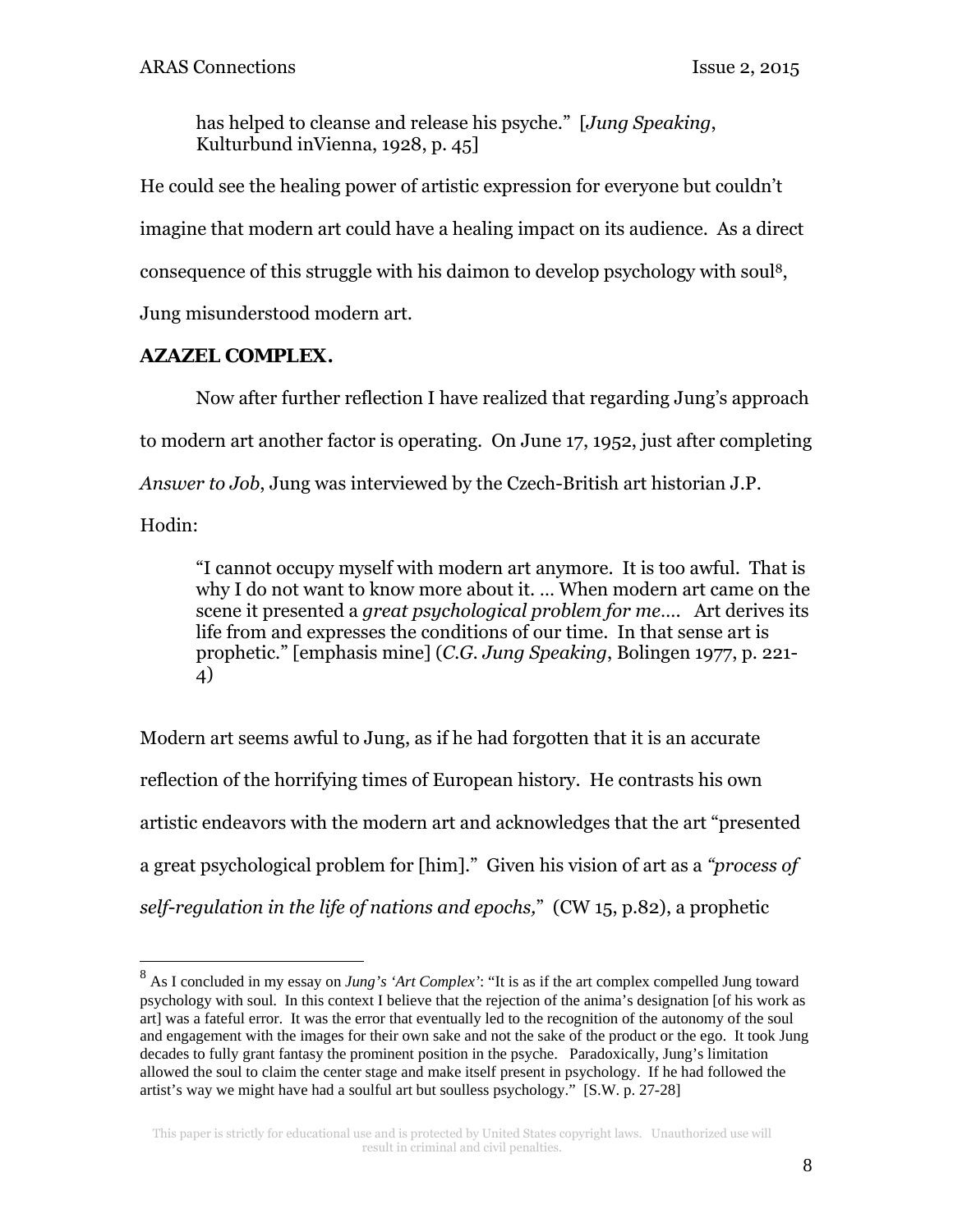> has helped to cleanse and release his psyche." [*Jung Speaking*, Kulturbund inVienna, 1928, p. 45]

He could see the healing power of artistic expression for everyone but couldn't imagine that modern art could have a healing impact on its audience. As a direct consequence of this struggle with his daimon to develop psychology with soul[8], Jung misunderstood modern art.

**AZAZEL COMPLEX.**

Now after further reflection I have realized that regarding Jung's approach to modern art another factor is operating. On June 17, 1952, just after completing *Answer to Job*, Jung was interviewed by the Czech-British art historian J.P. Hodin:

> "I cannot occupy myself with modern art anymore. It is too awful. That is why I do not want to know more about it. … When modern art came on the scene it presented a *great psychological problem for me*…. Art derives its life from and expresses the conditions of our time. In that sense art is prophetic." [emphasis mine] (*C.G. Jung Speaking*, Bolingen 1977, p. 221-4)

Modern art seems awful to Jung, as if he had forgotten that it is an accurate reflection of the horrifying times of European history. He contrasts his own artistic endeavors with the modern art and acknowledges that the art "presented a great psychological problem for [him]." Given his vision of art as a *"process of self-regulation in the life of nations and epochs,"* (CW 15, p.82), a prophetic

---

[8] As I concluded in my essay on *Jung's 'Art Complex'*: "It is as if the art complex compelled Jung toward psychology with soul. In this context I believe that the rejection of the anima's designation [of his work as art] was a fateful error. It was the error that eventually led to the recognition of the autonomy of the soul and engagement with the images for their own sake and not the sake of the product or the ego. It took Jung decades to fully grant fantasy the prominent position in the psyche. Paradoxically, Jung's limitation allowed the soul to claim the center stage and make itself present in psychology. If he had followed the artist's way we might have had a soulful art but soulless psychology." [S.W. p. 27-28]

This paper is strictly for educational use and is protected by United States copyright laws. Unauthorized use will result in criminal and civil penalties.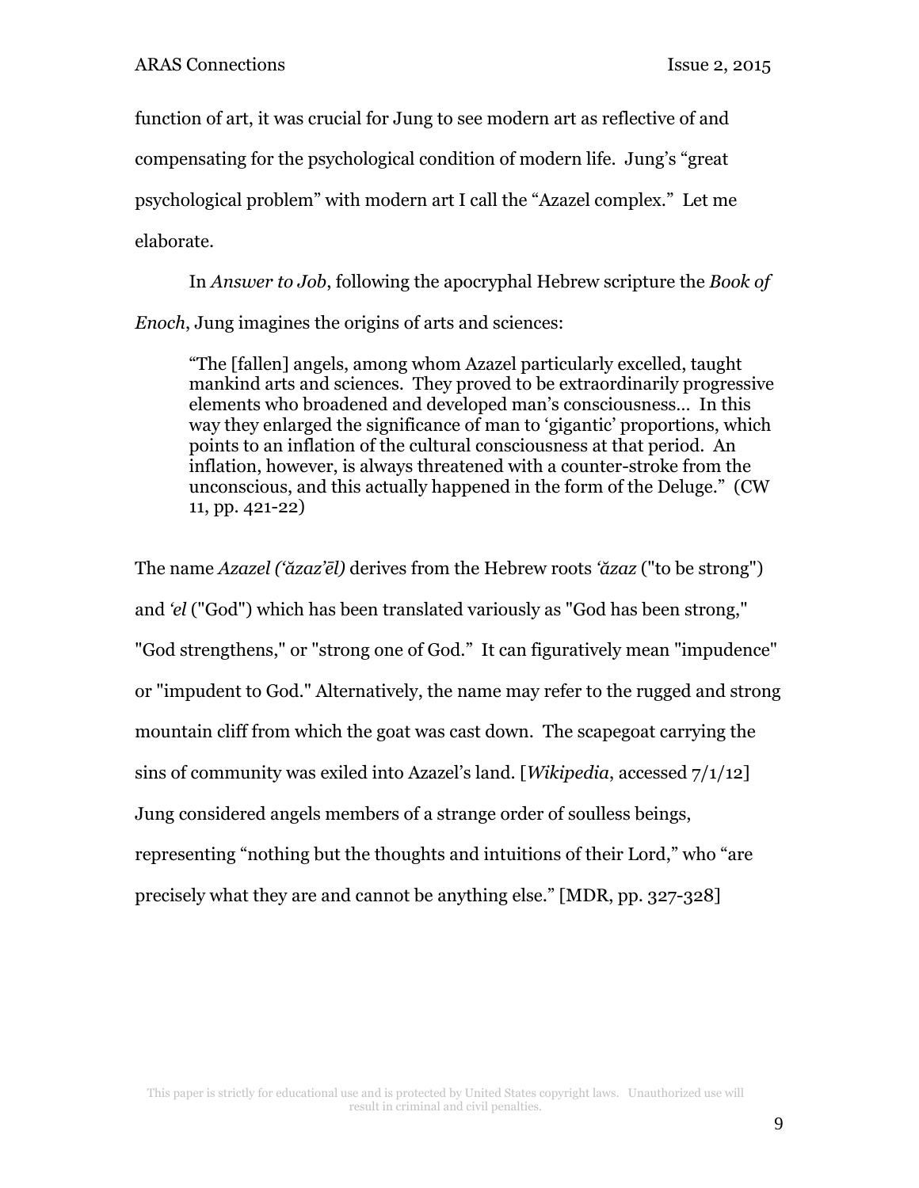function of art, it was crucial for Jung to see modern art as reflective of and compensating for the psychological condition of modern life. Jung's "great psychological problem" with modern art I call the "Azazel complex." Let me elaborate.

In *Answer to Job*, following the apocryphal Hebrew scripture the *Book of Enoch*, Jung imagines the origins of arts and sciences:

> "The [fallen] angels, among whom Azazel particularly excelled, taught mankind arts and sciences. They proved to be extraordinarily progressive elements who broadened and developed man's consciousness… In this way they enlarged the significance of man to 'gigantic' proportions, which points to an inflation of the cultural consciousness at that period. An inflation, however, is always threatened with a counter-stroke from the unconscious, and this actually happened in the form of the Deluge." (CW 11, pp. 421-22)

The name *Azazel (ʿăzazʼēl)* derives from the Hebrew roots *ʿăzaz* ("to be strong") and *ʿel* ("God") which has been translated variously as "God has been strong," "God strengthens," or "strong one of God." It can figuratively mean "impudence" or "impudent to God." Alternatively, the name may refer to the rugged and strong mountain cliff from which the goat was cast down. The scapegoat carrying the sins of community was exiled into Azazel's land. [*Wikipedia*, accessed 7/1/12] Jung considered angels members of a strange order of soulless beings, representing "nothing but the thoughts and intuitions of their Lord," who "are precisely what they are and cannot be anything else." [MDR, pp. 327-328]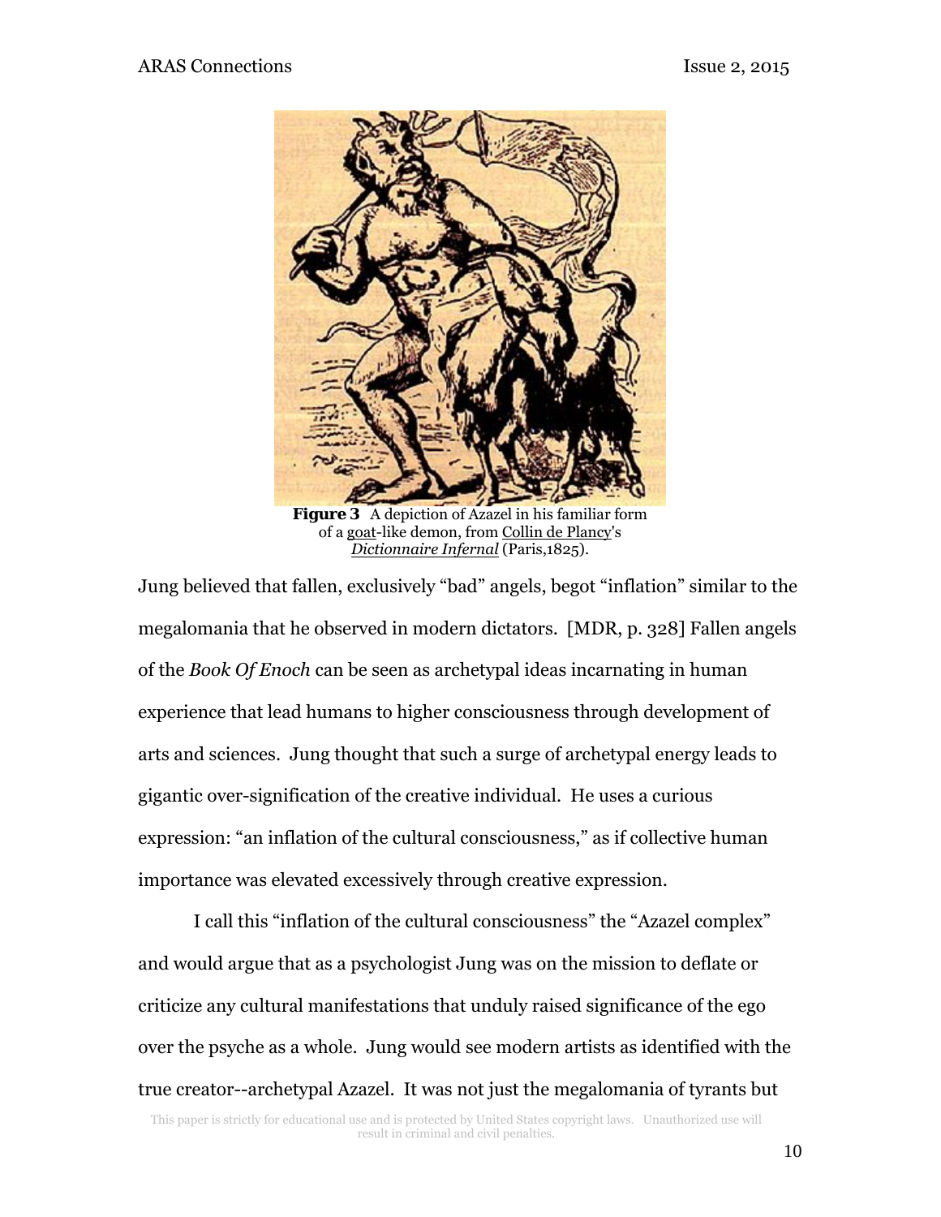**Figure 3** A depiction of Azazel in his familiar form of a goat-like demon, from Collin de Plancy's *Dictionnaire Infernal* (Paris,1825).

Jung believed that fallen, exclusively "bad" angels, begot "inflation" similar to the megalomania that he observed in modern dictators. [MDR, p. 328] Fallen angels of the *Book Of Enoch* can be seen as archetypal ideas incarnating in human experience that lead humans to higher consciousness through development of arts and sciences. Jung thought that such a surge of archetypal energy leads to gigantic over-signification of the creative individual. He uses a curious expression: "an inflation of the cultural consciousness," as if collective human importance was elevated excessively through creative expression.

I call this "inflation of the cultural consciousness" the "Azazel complex" and would argue that as a psychologist Jung was on the mission to deflate or criticize any cultural manifestations that unduly raised significance of the ego over the psyche as a whole. Jung would see modern artists as identified with the true creator--archetypal Azazel. It was not just the megalomania of tyrants but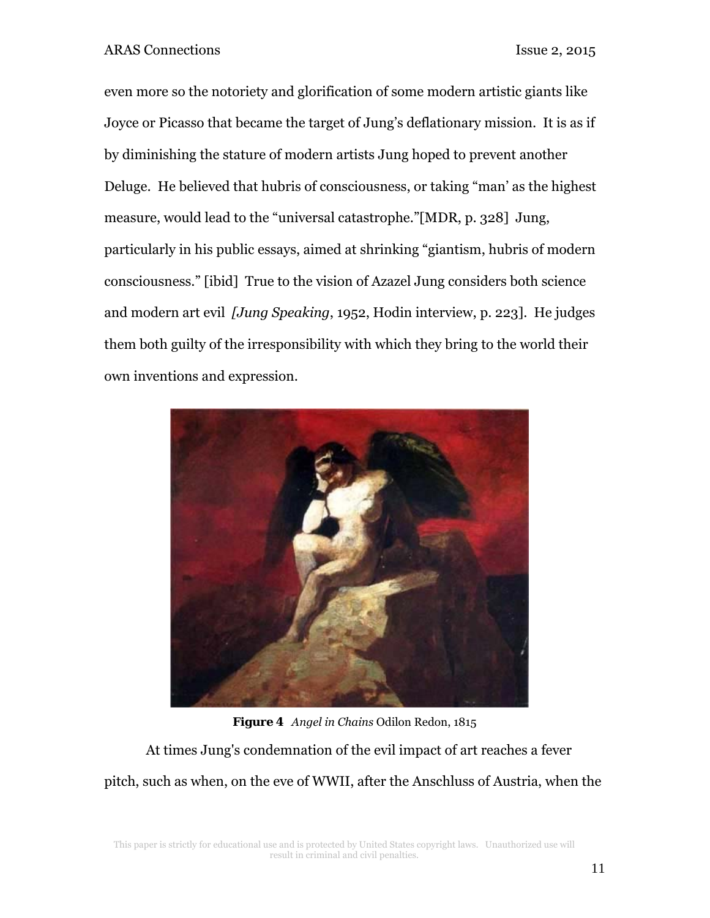even more so the notoriety and glorification of some modern artistic giants like Joyce or Picasso that became the target of Jung's deflationary mission. It is as if by diminishing the stature of modern artists Jung hoped to prevent another Deluge. He believed that hubris of consciousness, or taking "man' as the highest measure, would lead to the "universal catastrophe."[MDR, p. 328] Jung, particularly in his public essays, aimed at shrinking "giantism, hubris of modern consciousness." [ibid] True to the vision of Azazel Jung considers both science and modern art evil *[Jung Speaking*, 1952, Hodin interview, p. 223]. He judges them both guilty of the irresponsibility with which they bring to the world their own inventions and expression.

**Figure 4** *Angel in Chains* Odilon Redon, 1815

At times Jung's condemnation of the evil impact of art reaches a fever pitch, such as when, on the eve of WWII, after the Anschluss of Austria, when the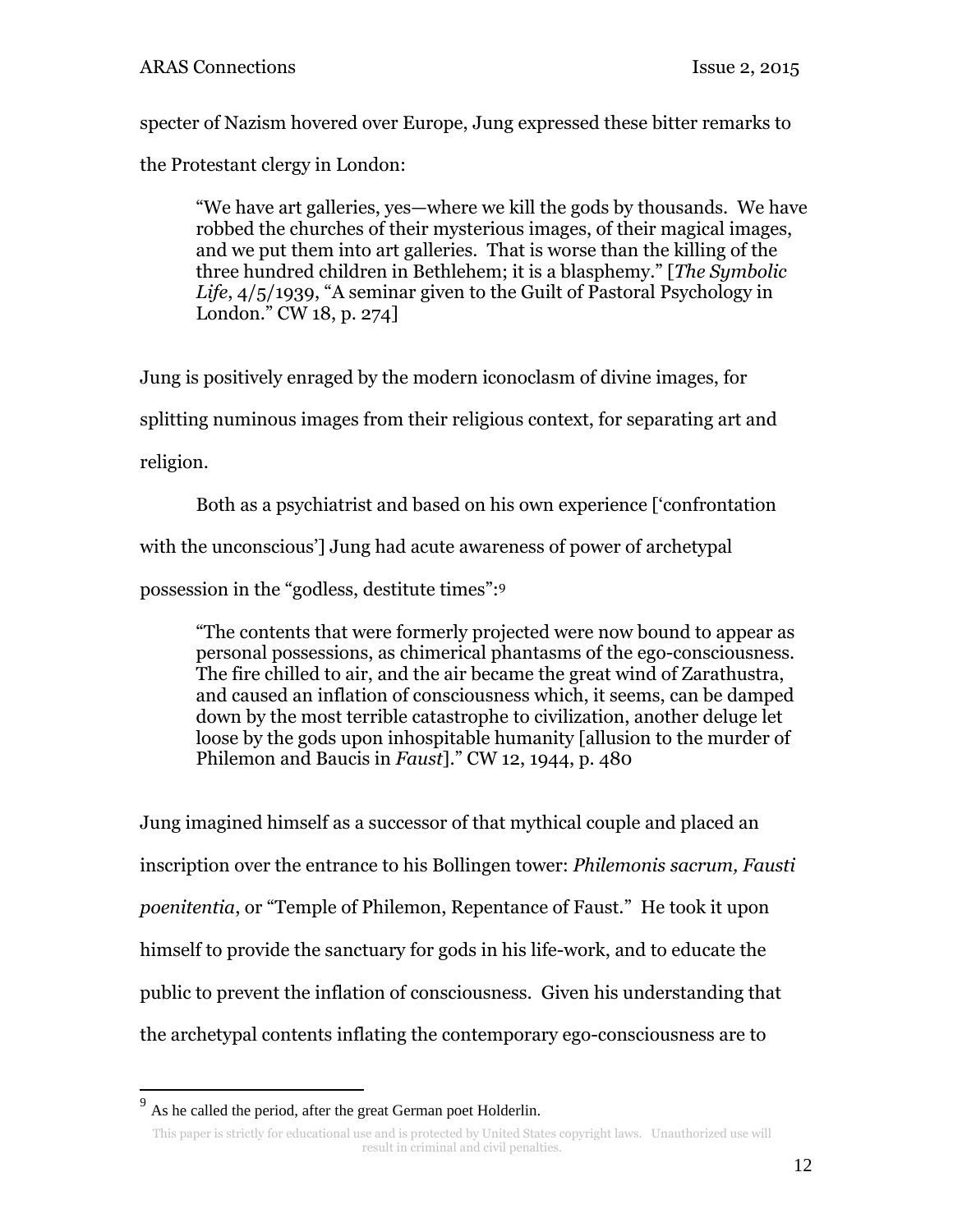specter of Nazism hovered over Europe, Jung expressed these bitter remarks to the Protestant clergy in London:

> "We have art galleries, yes—where we kill the gods by thousands. We have robbed the churches of their mysterious images, of their magical images, and we put them into art galleries. That is worse than the killing of the three hundred children in Bethlehem; it is a blasphemy." [*The Symbolic Life*, 4/5/1939, "A seminar given to the Guilt of Pastoral Psychology in London." CW 18, p. 274]

Jung is positively enraged by the modern iconoclasm of divine images, for splitting numinous images from their religious context, for separating art and religion.

Both as a psychiatrist and based on his own experience ['confrontation with the unconscious'] Jung had acute awareness of power of archetypal possession in the "godless, destitute times":[9]

> "The contents that were formerly projected were now bound to appear as personal possessions, as chimerical phantasms of the ego-consciousness. The fire chilled to air, and the air became the great wind of Zarathustra, and caused an inflation of consciousness which, it seems, can be damped down by the most terrible catastrophe to civilization, another deluge let loose by the gods upon inhospitable humanity [allusion to the murder of Philemon and Baucis in *Faust*]." CW 12, 1944, p. 480

Jung imagined himself as a successor of that mythical couple and placed an inscription over the entrance to his Bollingen tower: *Philemonis sacrum, Fausti poenitentia*, or "Temple of Philemon, Repentance of Faust." He took it upon himself to provide the sanctuary for gods in his life-work, and to educate the public to prevent the inflation of consciousness. Given his understanding that the archetypal contents inflating the contemporary ego-consciousness are to

---

[9] As he called the period, after the great German poet Holderlin.

This paper is strictly for educational use and is protected by United States copyright laws. Unauthorized use will result in criminal and civil penalties.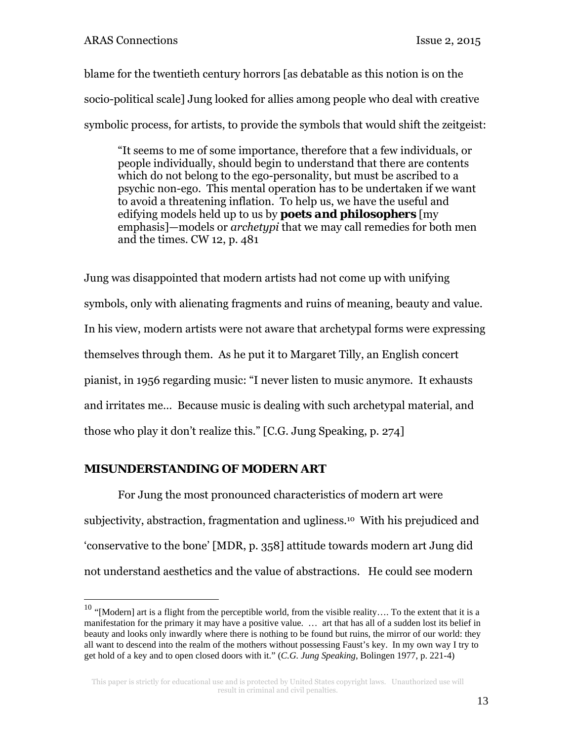blame for the twentieth century horrors [as debatable as this notion is on the socio-political scale] Jung looked for allies among people who deal with creative symbolic process, for artists, to provide the symbols that would shift the zeitgeist:

> "It seems to me of some importance, therefore that a few individuals, or people individually, should begin to understand that there are contents which do not belong to the ego-personality, but must be ascribed to a psychic non-ego. This mental operation has to be undertaken if we want to avoid a threatening inflation. To help us, we have the useful and edifying models held up to us by ***poets and philosophers*** [my emphasis]—models or *archetypi* that we may call remedies for both men and the times. CW 12, p. 481

Jung was disappointed that modern artists had not come up with unifying symbols, only with alienating fragments and ruins of meaning, beauty and value. In his view, modern artists were not aware that archetypal forms were expressing themselves through them. As he put it to Margaret Tilly, an English concert pianist, in 1956 regarding music: "I never listen to music anymore. It exhausts and irritates me… Because music is dealing with such archetypal material, and those who play it don't realize this." [C.G. Jung Speaking, p. 274]

## MISUNDERSTANDING OF MODERN ART

For Jung the most pronounced characteristics of modern art were subjectivity, abstraction, fragmentation and ugliness.[10] With his prejudiced and 'conservative to the bone' [MDR, p. 358] attitude towards modern art Jung did not understand aesthetics and the value of abstractions. He could see modern

---

[10] "[Modern] art is a flight from the perceptible world, from the visible reality…. To the extent that it is a manifestation for the primary it may have a positive value. … art that has all of a sudden lost its belief in beauty and looks only inwardly where there is nothing to be found but ruins, the mirror of our world: they all want to descend into the realm of the mothers without possessing Faust's key. In my own way I try to get hold of a key and to open closed doors with it." (*C.G. Jung Speaking*, Bolingen 1977, p. 221-4)

This paper is strictly for educational use and is protected by United States copyright laws. Unauthorized use will result in criminal and civil penalties.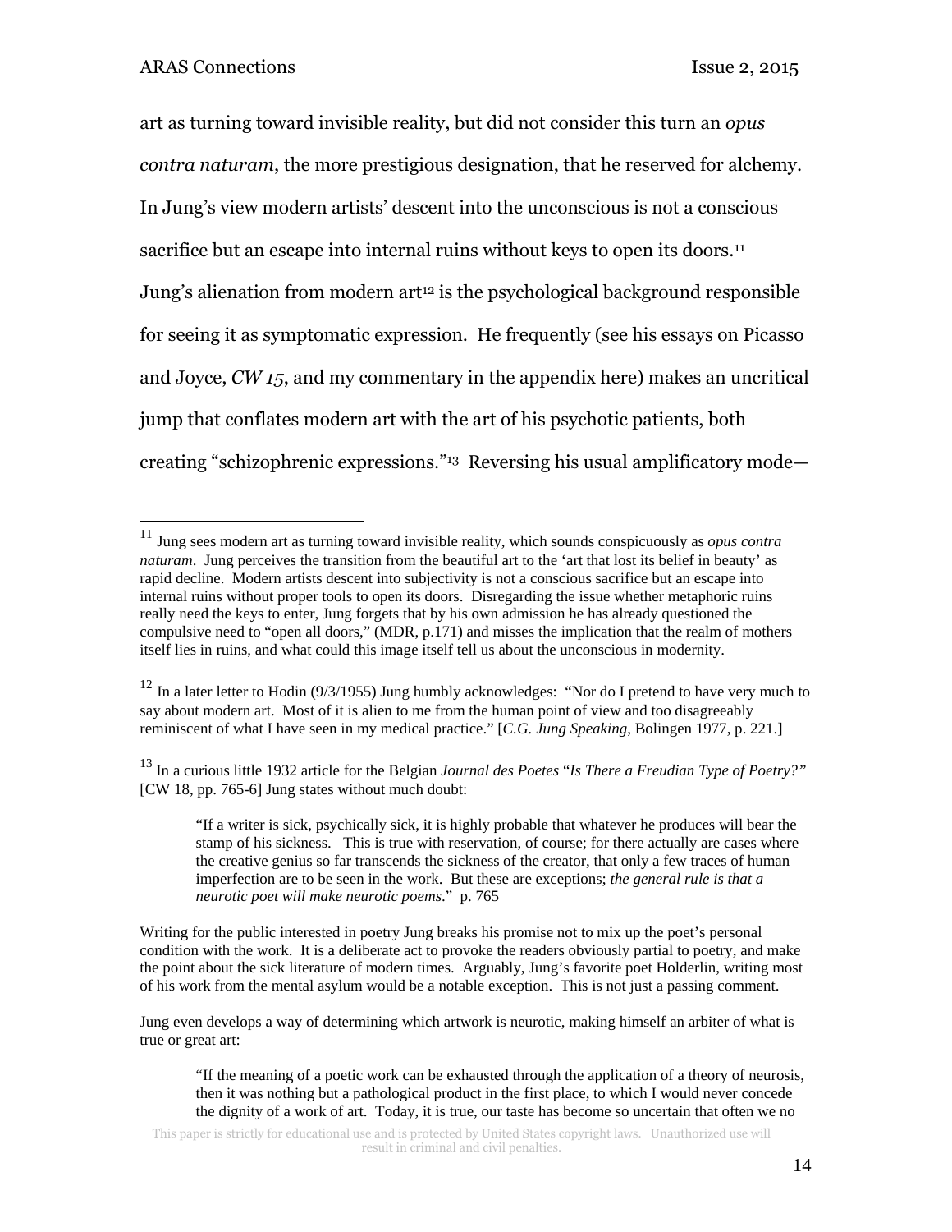art as turning toward invisible reality, but did not consider this turn an *opus contra naturam*, the more prestigious designation, that he reserved for alchemy. In Jung's view modern artists' descent into the unconscious is not a conscious sacrifice but an escape into internal ruins without keys to open its doors.[11] Jung's alienation from modern art[12] is the psychological background responsible for seeing it as symptomatic expression. He frequently (see his essays on Picasso and Joyce, *CW 15*, and my commentary in the appendix here) makes an uncritical jump that conflates modern art with the art of his psychotic patients, both creating "schizophrenic expressions."[13] Reversing his usual amplificatory mode—

---

[11] Jung sees modern art as turning toward invisible reality, which sounds conspicuously as *opus contra naturam*. Jung perceives the transition from the beautiful art to the 'art that lost its belief in beauty' as rapid decline. Modern artists descent into subjectivity is not a conscious sacrifice but an escape into internal ruins without proper tools to open its doors. Disregarding the issue whether metaphoric ruins really need the keys to enter, Jung forgets that by his own admission he has already questioned the compulsive need to "open all doors," (MDR, p.171) and misses the implication that the realm of mothers itself lies in ruins, and what could this image itself tell us about the unconscious in modernity.

[12] In a later letter to Hodin (9/3/1955) Jung humbly acknowledges: "Nor do I pretend to have very much to say about modern art. Most of it is alien to me from the human point of view and too disagreeably reminiscent of what I have seen in my medical practice." [*C.G. Jung Speaking*, Bolingen 1977, p. 221.]

[13] In a curious little 1932 article for the Belgian *Journal des Poetes* "*Is There a Freudian Type of Poetry?*" [CW 18, pp. 765-6] Jung states without much doubt:

> "If a writer is sick, psychically sick, it is highly probable that whatever he produces will bear the stamp of his sickness. This is true with reservation, of course; for there actually are cases where the creative genius so far transcends the sickness of the creator, that only a few traces of human imperfection are to be seen in the work. But these are exceptions; *the general rule is that a neurotic poet will make neurotic poems*." p. 765

Writing for the public interested in poetry Jung breaks his promise not to mix up the poet's personal condition with the work. It is a deliberate act to provoke the readers obviously partial to poetry, and make the point about the sick literature of modern times. Arguably, Jung's favorite poet Holderlin, writing most of his work from the mental asylum would be a notable exception. This is not just a passing comment.

Jung even develops a way of determining which artwork is neurotic, making himself an arbiter of what is true or great art:

> "If the meaning of a poetic work can be exhausted through the application of a theory of neurosis, then it was nothing but a pathological product in the first place, to which I would never concede the dignity of a work of art. Today, it is true, our taste has become so uncertain that often we no

This paper is strictly for educational use and is protected by United States copyright laws. Unauthorized use will result in criminal and civil penalties.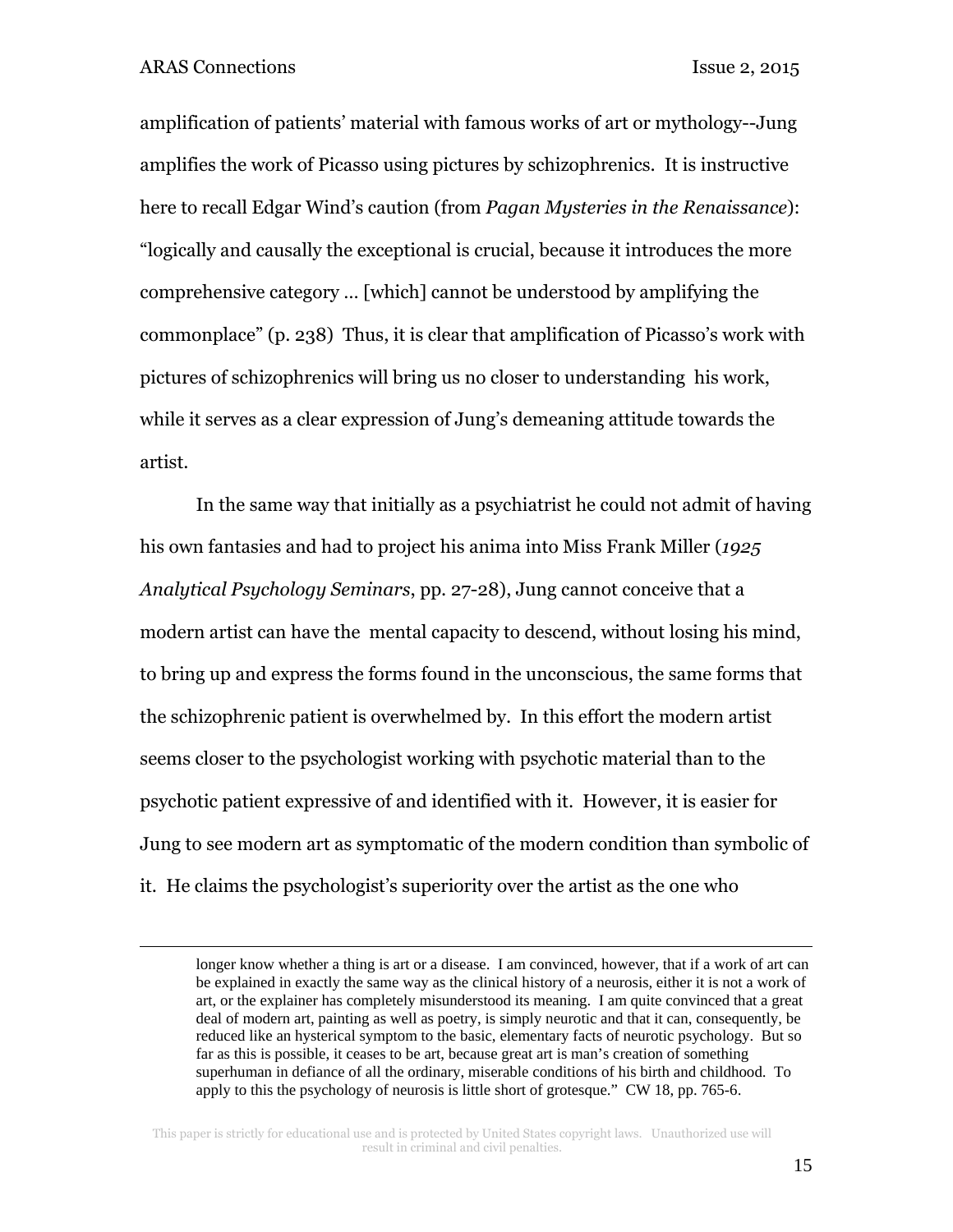amplification of patients' material with famous works of art or mythology--Jung amplifies the work of Picasso using pictures by schizophrenics. It is instructive here to recall Edgar Wind's caution (from *Pagan Mysteries in the Renaissance*): "logically and causally the exceptional is crucial, because it introduces the more comprehensive category … [which] cannot be understood by amplifying the commonplace" (p. 238) Thus, it is clear that amplification of Picasso's work with pictures of schizophrenics will bring us no closer to understanding his work, while it serves as a clear expression of Jung's demeaning attitude towards the artist.

In the same way that initially as a psychiatrist he could not admit of having his own fantasies and had to project his anima into Miss Frank Miller (*1925 Analytical Psychology Seminars*, pp. 27-28), Jung cannot conceive that a modern artist can have the mental capacity to descend, without losing his mind, to bring up and express the forms found in the unconscious, the same forms that the schizophrenic patient is overwhelmed by. In this effort the modern artist seems closer to the psychologist working with psychotic material than to the psychotic patient expressive of and identified with it. However, it is easier for Jung to see modern art as symptomatic of the modern condition than symbolic of it. He claims the psychologist's superiority over the artist as the one who

---

longer know whether a thing is art or a disease. I am convinced, however, that if a work of art can be explained in exactly the same way as the clinical history of a neurosis, either it is not a work of art, or the explainer has completely misunderstood its meaning. I am quite convinced that a great deal of modern art, painting as well as poetry, is simply neurotic and that it can, consequently, be reduced like an hysterical symptom to the basic, elementary facts of neurotic psychology. But so far as this is possible, it ceases to be art, because great art is man's creation of something superhuman in defiance of all the ordinary, miserable conditions of his birth and childhood. To apply to this the psychology of neurosis is little short of grotesque." CW 18, pp. 765-6.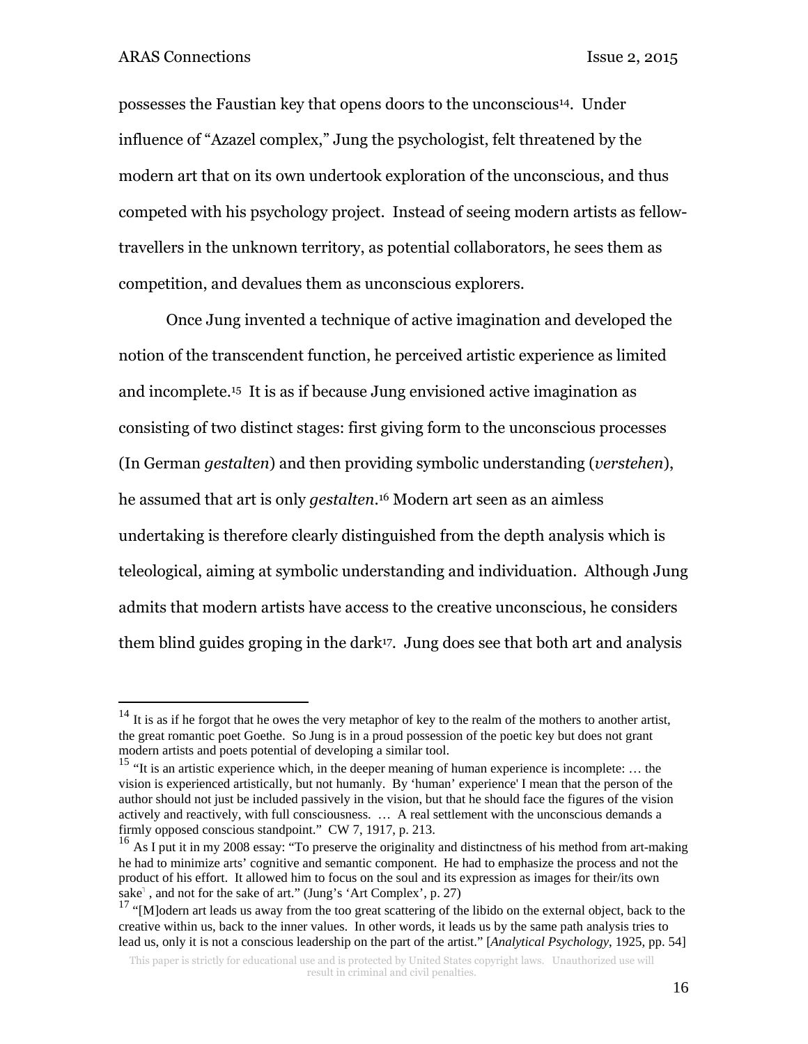possesses the Faustian key that opens doors to the unconscious[14]. Under influence of "Azazel complex," Jung the psychologist, felt threatened by the modern art that on its own undertook exploration of the unconscious, and thus competed with his psychology project. Instead of seeing modern artists as fellow-travellers in the unknown territory, as potential collaborators, he sees them as competition, and devalues them as unconscious explorers.

Once Jung invented a technique of active imagination and developed the notion of the transcendent function, he perceived artistic experience as limited and incomplete.[15] It is as if because Jung envisioned active imagination as consisting of two distinct stages: first giving form to the unconscious processes (In German *gestalten*) and then providing symbolic understanding (*verstehen*), he assumed that art is only *gestalten*.[16] Modern art seen as an aimless undertaking is therefore clearly distinguished from the depth analysis which is teleological, aiming at symbolic understanding and individuation. Although Jung admits that modern artists have access to the creative unconscious, he considers them blind guides groping in the dark[17]. Jung does see that both art and analysis

---

[14] It is as if he forgot that he owes the very metaphor of key to the realm of the mothers to another artist, the great romantic poet Goethe. So Jung is in a proud possession of the poetic key but does not grant modern artists and poets potential of developing a similar tool.

[15] "It is an artistic experience which, in the deeper meaning of human experience is incomplete: … the vision is experienced artistically, but not humanly. By 'human' experience' I mean that the person of the author should not just be included passively in the vision, but that he should face the figures of the vision actively and reactively, with full consciousness. … A real settlement with the unconscious demands a firmly opposed conscious standpoint." CW 7, 1917, p. 213.

[16] As I put it in my 2008 essay: "To preserve the originality and distinctness of his method from art-making he had to minimize arts' cognitive and semantic component. He had to emphasize the process and not the product of his effort. It allowed him to focus on the soul and its expression as images for their/its own sake , and not for the sake of art." (Jung's 'Art Complex', p. 27)

[17] "[M]odern art leads us away from the too great scattering of the libido on the external object, back to the creative within us, back to the inner values. In other words, it leads us by the same path analysis tries to lead us, only it is not a conscious leadership on the part of the artist." [*Analytical Psychology*, 1925, pp. 54]

This paper is strictly for educational use and is protected by United States copyright laws. Unauthorized use will result in criminal and civil penalties.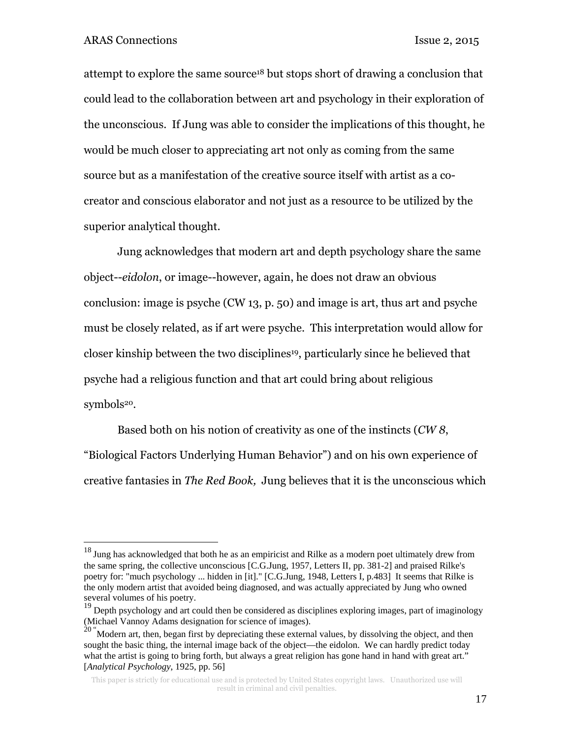attempt to explore the same source[18] but stops short of drawing a conclusion that could lead to the collaboration between art and psychology in their exploration of the unconscious. If Jung was able to consider the implications of this thought, he would be much closer to appreciating art not only as coming from the same source but as a manifestation of the creative source itself with artist as a co-creator and conscious elaborator and not just as a resource to be utilized by the superior analytical thought.

Jung acknowledges that modern art and depth psychology share the same object--*eidolon*, or image--however, again, he does not draw an obvious conclusion: image is psyche (CW 13, p. 50) and image is art, thus art and psyche must be closely related, as if art were psyche. This interpretation would allow for closer kinship between the two disciplines[19], particularly since he believed that psyche had a religious function and that art could bring about religious symbols[20].

Based both on his notion of creativity as one of the instincts (*CW 8*, "Biological Factors Underlying Human Behavior") and on his own experience of creative fantasies in *The Red Book,* Jung believes that it is the unconscious which

---

[18] Jung has acknowledged that both he as an empiricist and Rilke as a modern poet ultimately drew from the same spring, the collective unconscious [C.G.Jung, 1957, Letters II, pp. 381-2] and praised Rilke's poetry for: "much psychology ... hidden in [it]." [C.G.Jung, 1948, Letters I, p.483] It seems that Rilke is the only modern artist that avoided being diagnosed, and was actually appreciated by Jung who owned several volumes of his poetry.

[19] Depth psychology and art could then be considered as disciplines exploring images, part of imaginology (Michael Vannoy Adams designation for science of images).

[20] "Modern art, then, began first by depreciating these external values, by dissolving the object, and then sought the basic thing, the internal image back of the object—the eidolon. We can hardly predict today what the artist is going to bring forth, but always a great religion has gone hand in hand with great art." [*Analytical Psychology*, 1925, pp. 56]

This paper is strictly for educational use and is protected by United States copyright laws. Unauthorized use will result in criminal and civil penalties.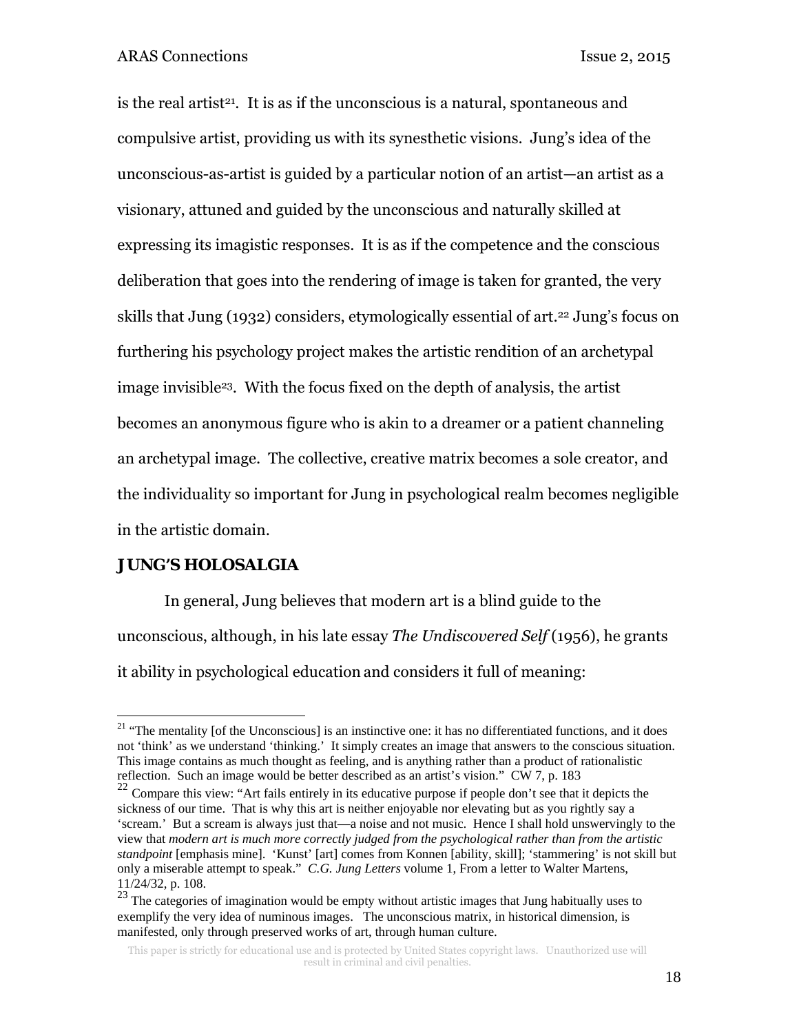is the real artist[21]. It is as if the unconscious is a natural, spontaneous and compulsive artist, providing us with its synesthetic visions. Jung's idea of the unconscious-as-artist is guided by a particular notion of an artist—an artist as a visionary, attuned and guided by the unconscious and naturally skilled at expressing its imagistic responses. It is as if the competence and the conscious deliberation that goes into the rendering of image is taken for granted, the very skills that Jung (1932) considers, etymologically essential of art.[22] Jung's focus on furthering his psychology project makes the artistic rendition of an archetypal image invisible[23]. With the focus fixed on the depth of analysis, the artist becomes an anonymous figure who is akin to a dreamer or a patient channeling an archetypal image. The collective, creative matrix becomes a sole creator, and the individuality so important for Jung in psychological realm becomes negligible in the artistic domain.

## JUNG'S HOLOSALGIA

In general, Jung believes that modern art is a blind guide to the unconscious, although, in his late essay *The Undiscovered Self* (1956), he grants it ability in psychological education and considers it full of meaning:

---

[21] "The mentality [of the Unconscious] is an instinctive one: it has no differentiated functions, and it does not 'think' as we understand 'thinking.' It simply creates an image that answers to the conscious situation. This image contains as much thought as feeling, and is anything rather than a product of rationalistic reflection. Such an image would be better described as an artist's vision." CW 7, p. 183

[22] Compare this view: "Art fails entirely in its educative purpose if people don't see that it depicts the sickness of our time. That is why this art is neither enjoyable nor elevating but as you rightly say a 'scream.' But a scream is always just that—a noise and not music. Hence I shall hold unswervingly to the view that *modern art is much more correctly judged from the psychological rather than from the artistic standpoint* [emphasis mine]. 'Kunst' [art] comes from Konnen [ability, skill]; 'stammering' is not skill but only a miserable attempt to speak." *C.G. Jung Letters* volume 1, From a letter to Walter Martens, 11/24/32, p. 108.

[23] The categories of imagination would be empty without artistic images that Jung habitually uses to exemplify the very idea of numinous images. The unconscious matrix, in historical dimension, is manifested, only through preserved works of art, through human culture.

This paper is strictly for educational use and is protected by United States copyright laws. Unauthorized use will result in criminal and civil penalties.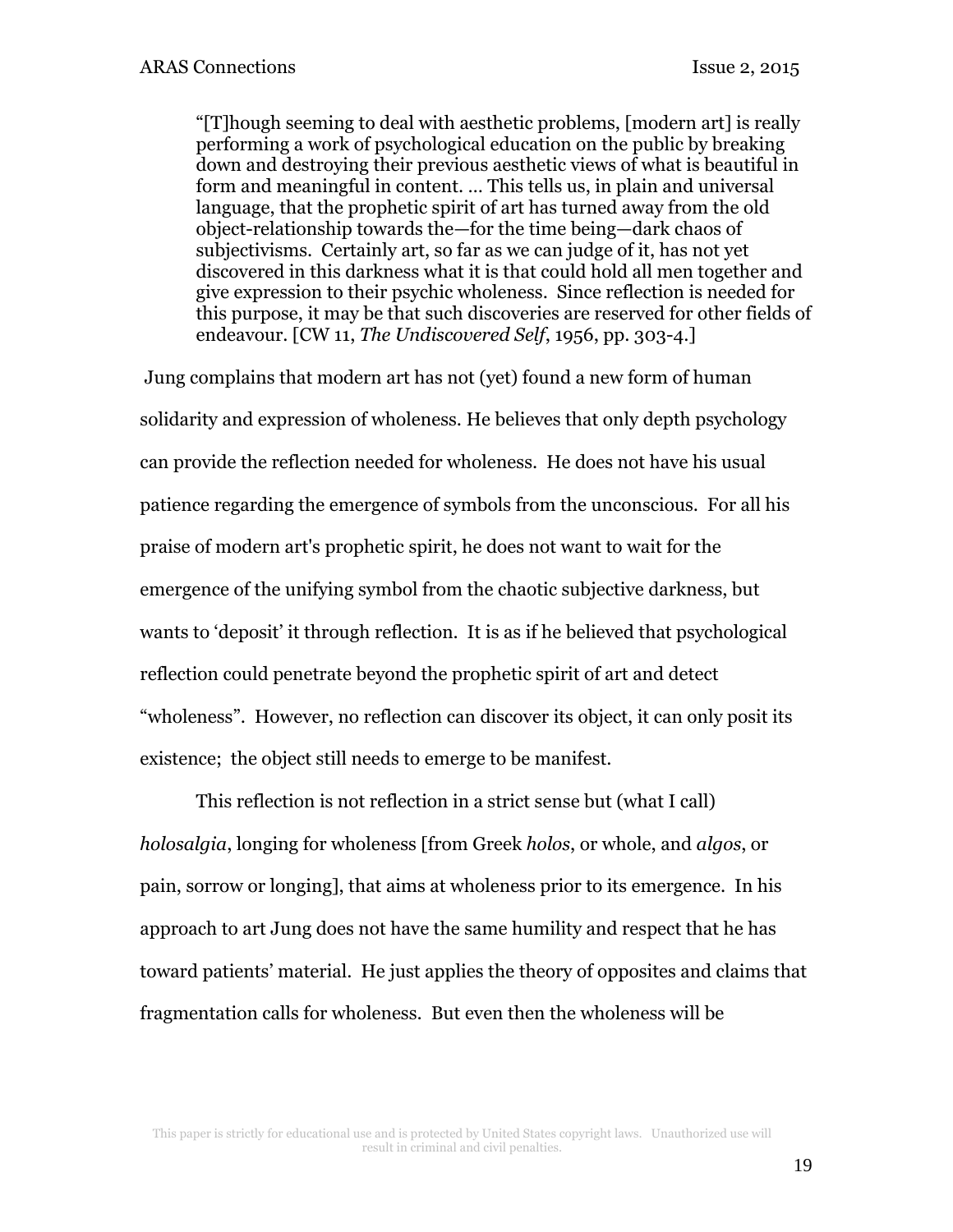> "[T]hough seeming to deal with aesthetic problems, [modern art] is really performing a work of psychological education on the public by breaking down and destroying their previous aesthetic views of what is beautiful in form and meaningful in content. ... This tells us, in plain and universal language, that the prophetic spirit of art has turned away from the old object-relationship towards the—for the time being—dark chaos of subjectivisms. Certainly art, so far as we can judge of it, has not yet discovered in this darkness what it is that could hold all men together and give expression to their psychic wholeness. Since reflection is needed for this purpose, it may be that such discoveries are reserved for other fields of endeavour. [CW 11, *The Undiscovered Self*, 1956, pp. 303-4.]

Jung complains that modern art has not (yet) found a new form of human solidarity and expression of wholeness. He believes that only depth psychology can provide the reflection needed for wholeness. He does not have his usual patience regarding the emergence of symbols from the unconscious. For all his praise of modern art's prophetic spirit, he does not want to wait for the emergence of the unifying symbol from the chaotic subjective darkness, but wants to 'deposit' it through reflection. It is as if he believed that psychological reflection could penetrate beyond the prophetic spirit of art and detect "wholeness". However, no reflection can discover its object, it can only posit its existence; the object still needs to emerge to be manifest.

This reflection is not reflection in a strict sense but (what I call) *holosalgia*, longing for wholeness [from Greek *holos*, or whole, and *algos*, or pain, sorrow or longing], that aims at wholeness prior to its emergence. In his approach to art Jung does not have the same humility and respect that he has toward patients' material. He just applies the theory of opposites and claims that fragmentation calls for wholeness. But even then the wholeness will be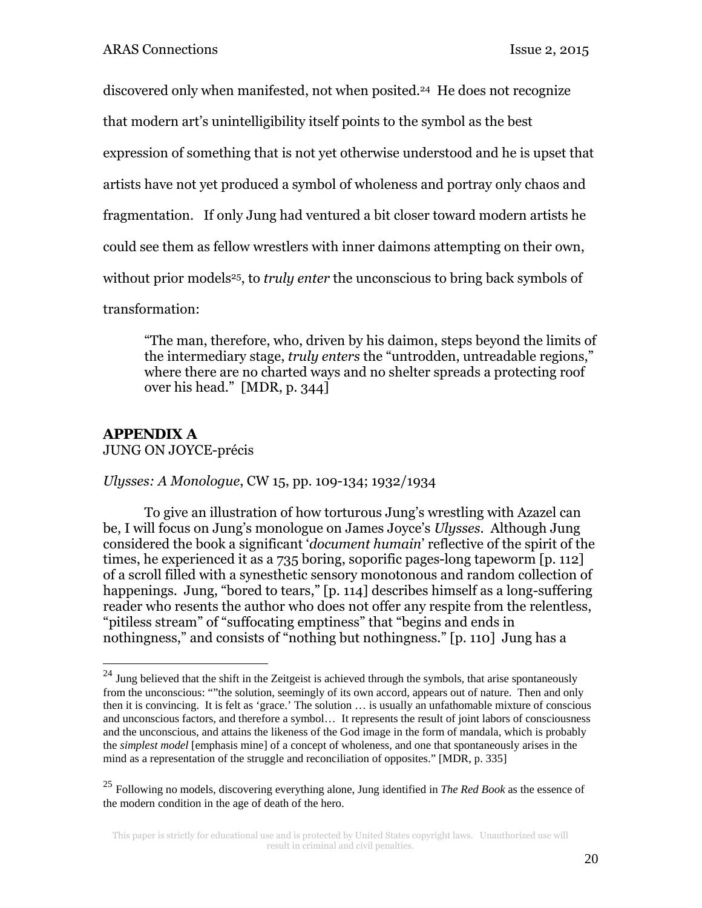discovered only when manifested, not when posited.[24] He does not recognize that modern art's unintelligibility itself points to the symbol as the best expression of something that is not yet otherwise understood and he is upset that artists have not yet produced a symbol of wholeness and portray only chaos and fragmentation. If only Jung had ventured a bit closer toward modern artists he could see them as fellow wrestlers with inner daimons attempting on their own, without prior models[25], to *truly enter* the unconscious to bring back symbols of transformation:

> "The man, therefore, who, driven by his daimon, steps beyond the limits of the intermediary stage, *truly enters* the "untrodden, untreadable regions," where there are no charted ways and no shelter spreads a protecting roof over his head." [MDR, p. 344]

**APPENDIX A**
JUNG ON JOYCE-précis

*Ulysses: A Monologue*, CW 15, pp. 109-134; 1932/1934

To give an illustration of how torturous Jung's wrestling with Azazel can be, I will focus on Jung's monologue on James Joyce's *Ulysses.* Although Jung considered the book a significant '*document humain*' reflective of the spirit of the times, he experienced it as a 735 boring, soporific pages-long tapeworm [p. 112] of a scroll filled with a synesthetic sensory monotonous and random collection of happenings. Jung, "bored to tears," [p. 114] describes himself as a long-suffering reader who resents the author who does not offer any respite from the relentless, "pitiless stream" of "suffocating emptiness" that "begins and ends in nothingness," and consists of "nothing but nothingness." [p. 110] Jung has a

---

[24] Jung believed that the shift in the Zeitgeist is achieved through the symbols, that arise spontaneously from the unconscious: ""the solution, seemingly of its own accord, appears out of nature. Then and only then it is convincing. It is felt as 'grace.' The solution … is usually an unfathomable mixture of conscious and unconscious factors, and therefore a symbol… It represents the result of joint labors of consciousness and the unconscious, and attains the likeness of the God image in the form of mandala, which is probably the *simplest model* [emphasis mine] of a concept of wholeness, and one that spontaneously arises in the mind as a representation of the struggle and reconciliation of opposites." [MDR, p. 335]

[25] Following no models, discovering everything alone, Jung identified in *The Red Book* as the essence of the modern condition in the age of death of the hero.

This paper is strictly for educational use and is protected by United States copyright laws. Unauthorized use will result in criminal and civil penalties.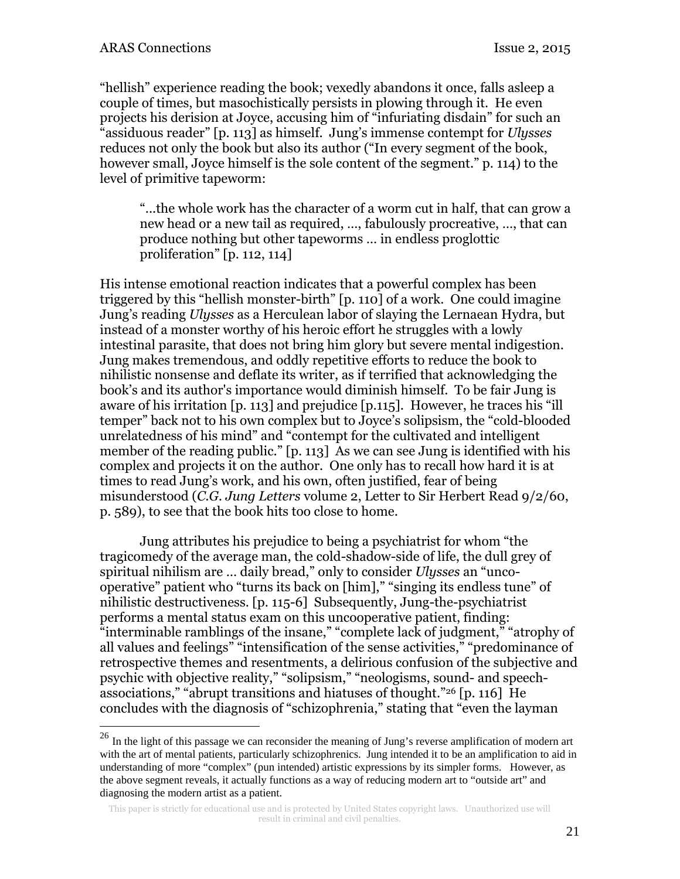"hellish" experience reading the book; vexedly abandons it once, falls asleep a couple of times, but masochistically persists in plowing through it. He even projects his derision at Joyce, accusing him of "infuriating disdain" for such an "assiduous reader" [p. 113] as himself. Jung's immense contempt for *Ulysses* reduces not only the book but also its author ("In every segment of the book, however small, Joyce himself is the sole content of the segment." p. 114) to the level of primitive tapeworm:

> "...the whole work has the character of a worm cut in half, that can grow a new head or a new tail as required, ..., fabulously procreative, ..., that can produce nothing but other tapeworms ... in endless proglottic proliferation" [p. 112, 114]

His intense emotional reaction indicates that a powerful complex has been triggered by this "hellish monster-birth" [p. 110] of a work. One could imagine Jung's reading *Ulysses* as a Herculean labor of slaying the Lernaean Hydra, but instead of a monster worthy of his heroic effort he struggles with a lowly intestinal parasite, that does not bring him glory but severe mental indigestion. Jung makes tremendous, and oddly repetitive efforts to reduce the book to nihilistic nonsense and deflate its writer, as if terrified that acknowledging the book's and its author's importance would diminish himself. To be fair Jung is aware of his irritation [p. 113] and prejudice [p.115]. However, he traces his "ill temper" back not to his own complex but to Joyce's solipsism, the "cold-blooded unrelatedness of his mind" and "contempt for the cultivated and intelligent member of the reading public." [p. 113] As we can see Jung is identified with his complex and projects it on the author. One only has to recall how hard it is at times to read Jung's work, and his own, often justified, fear of being misunderstood (*C.G. Jung Letters* volume 2, Letter to Sir Herbert Read 9/2/60, p. 589), to see that the book hits too close to home.

Jung attributes his prejudice to being a psychiatrist for whom "the tragicomedy of the average man, the cold-shadow-side of life, the dull grey of spiritual nihilism are ... daily bread," only to consider *Ulysses* an "unco-operative" patient who "turns its back on [him]," "singing its endless tune" of nihilistic destructiveness. [p. 115-6] Subsequently, Jung-the-psychiatrist performs a mental status exam on this uncooperative patient, finding: "interminable ramblings of the insane," "complete lack of judgment," "atrophy of all values and feelings" "intensification of the sense activities," "predominance of retrospective themes and resentments, a delirious confusion of the subjective and psychic with objective reality," "solipsism," "neologisms, sound- and speech-associations," "abrupt transitions and hiatuses of thought."[26] [p. 116] He concludes with the diagnosis of "schizophrenia," stating that "even the layman

[26] In the light of this passage we can reconsider the meaning of Jung's reverse amplification of modern art with the art of mental patients, particularly schizophrenics. Jung intended it to be an amplification to aid in understanding of more "complex" (pun intended) artistic expressions by its simpler forms. However, as the above segment reveals, it actually functions as a way of reducing modern art to "outside art" and diagnosing the modern artist as a patient.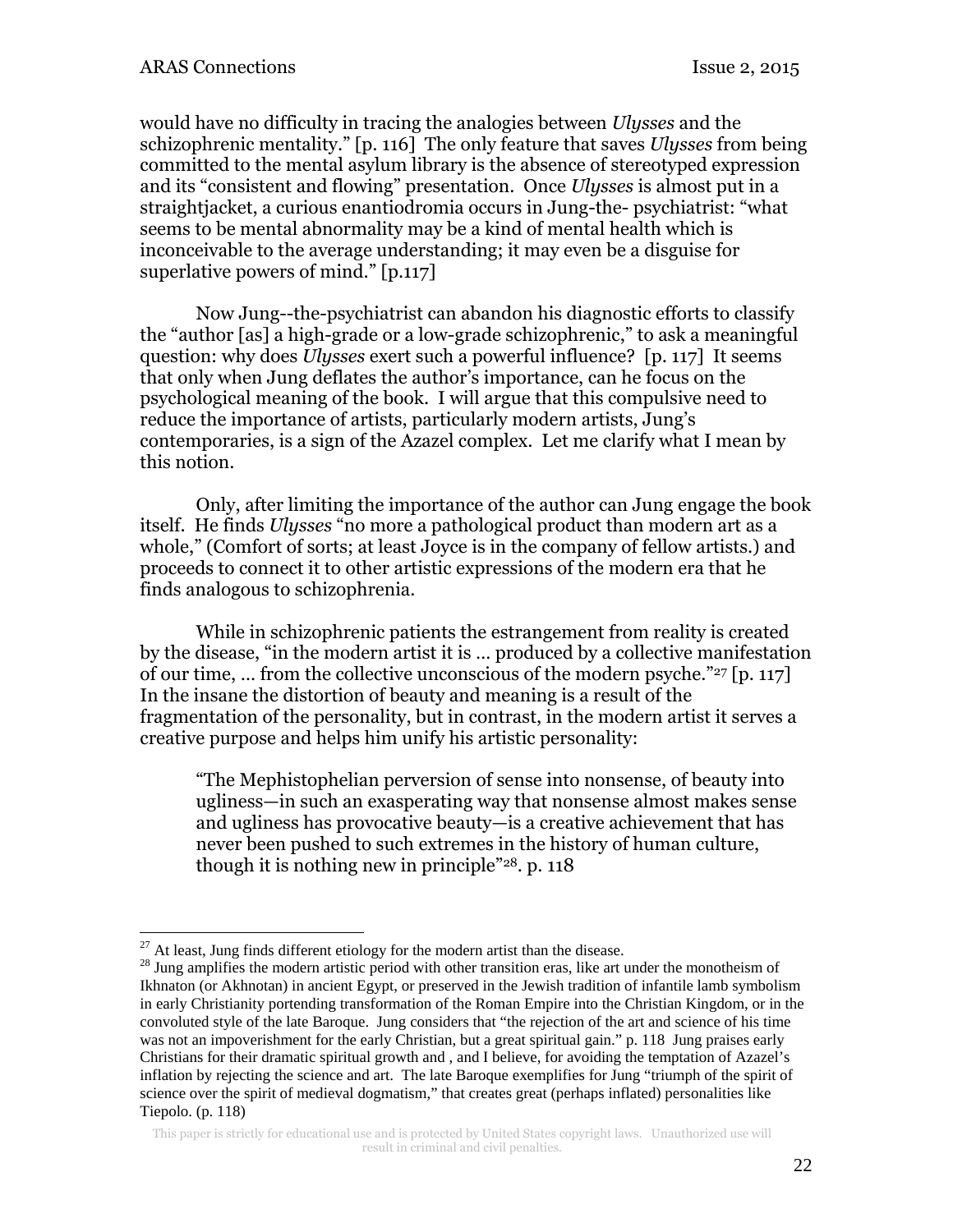would have no difficulty in tracing the analogies between *Ulysses* and the schizophrenic mentality." [p. 116] The only feature that saves *Ulysses* from being committed to the mental asylum library is the absence of stereotyped expression and its "consistent and flowing" presentation. Once *Ulysses* is almost put in a straightjacket, a curious enantiodromia occurs in Jung-the- psychiatrist: "what seems to be mental abnormality may be a kind of mental health which is inconceivable to the average understanding; it may even be a disguise for superlative powers of mind." [p.117]

Now Jung--the-psychiatrist can abandon his diagnostic efforts to classify the "author [as] a high-grade or a low-grade schizophrenic," to ask a meaningful question: why does *Ulysses* exert such a powerful influence? [p. 117] It seems that only when Jung deflates the author's importance, can he focus on the psychological meaning of the book. I will argue that this compulsive need to reduce the importance of artists, particularly modern artists, Jung's contemporaries, is a sign of the Azazel complex. Let me clarify what I mean by this notion.

Only, after limiting the importance of the author can Jung engage the book itself. He finds *Ulysses* "no more a pathological product than modern art as a whole," (Comfort of sorts; at least Joyce is in the company of fellow artists.) and proceeds to connect it to other artistic expressions of the modern era that he finds analogous to schizophrenia.

While in schizophrenic patients the estrangement from reality is created by the disease, "in the modern artist it is … produced by a collective manifestation of our time, … from the collective unconscious of the modern psyche."[27] [p. 117] In the insane the distortion of beauty and meaning is a result of the fragmentation of the personality, but in contrast, in the modern artist it serves a creative purpose and helps him unify his artistic personality:

> "The Mephistophelian perversion of sense into nonsense, of beauty into ugliness—in such an exasperating way that nonsense almost makes sense and ugliness has provocative beauty—is a creative achievement that has never been pushed to such extremes in the history of human culture, though it is nothing new in principle"[28]. p. 118

---

[27] At least, Jung finds different etiology for the modern artist than the disease.

[28] Jung amplifies the modern artistic period with other transition eras, like art under the monotheism of Ikhnaton (or Akhnotan) in ancient Egypt, or preserved in the Jewish tradition of infantile lamb symbolism in early Christianity portending transformation of the Roman Empire into the Christian Kingdom, or in the convoluted style of the late Baroque. Jung considers that "the rejection of the art and science of his time was not an impoverishment for the early Christian, but a great spiritual gain." p. 118 Jung praises early Christians for their dramatic spiritual growth and , and I believe, for avoiding the temptation of Azazel's inflation by rejecting the science and art. The late Baroque exemplifies for Jung "triumph of the spirit of science over the spirit of medieval dogmatism," that creates great (perhaps inflated) personalities like Tiepolo. (p. 118)

This paper is strictly for educational use and is protected by United States copyright laws. Unauthorized use will result in criminal and civil penalties.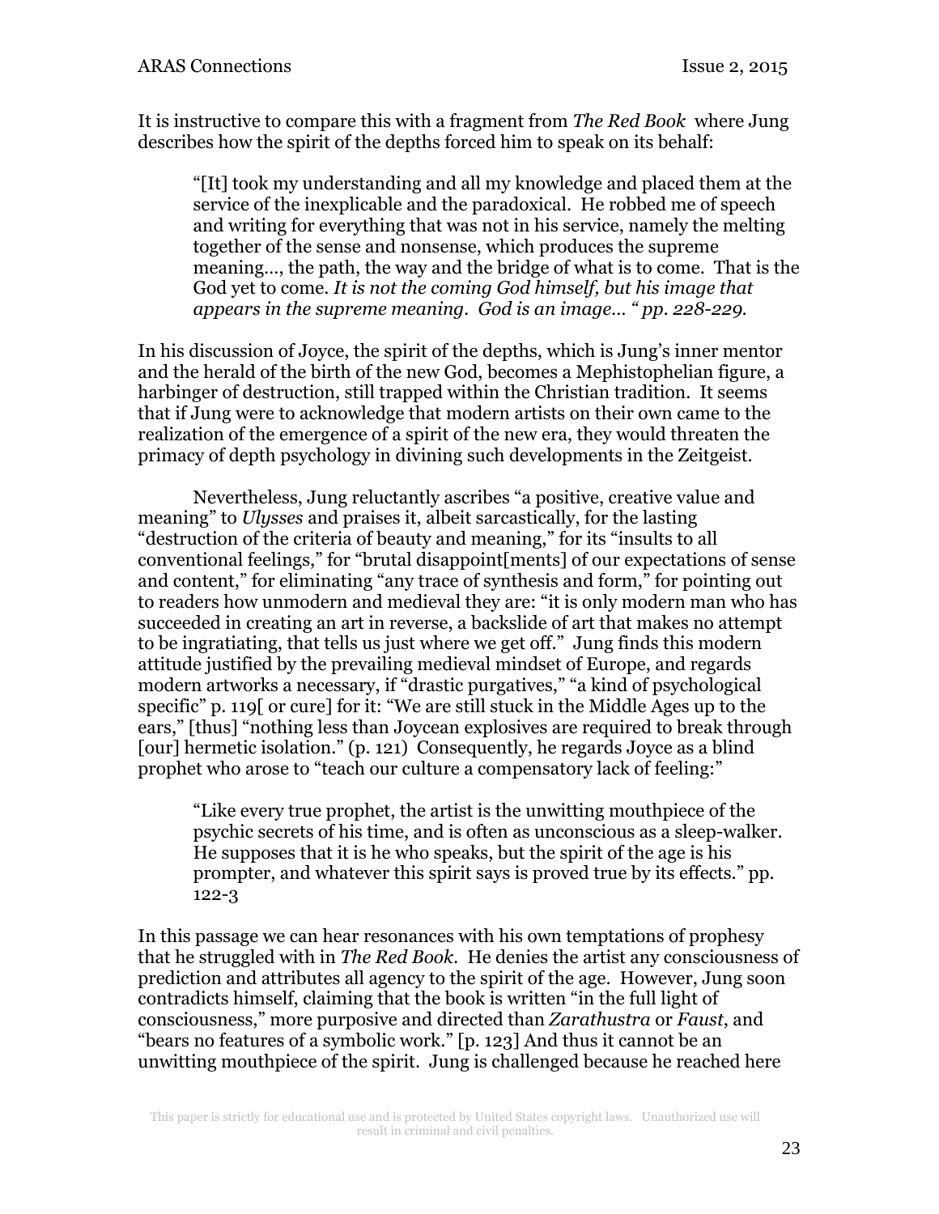It is instructive to compare this with a fragment from *The Red Book* where Jung describes how the spirit of the depths forced him to speak on its behalf:

> "[It] took my understanding and all my knowledge and placed them at the service of the inexplicable and the paradoxical. He robbed me of speech and writing for everything that was not in his service, namely the melting together of the sense and nonsense, which produces the supreme meaning..., the path, the way and the bridge of what is to come. That is the God yet to come. *It is not the coming God himself, but his image that appears in the supreme meaning. God is an image... " pp. 228-229.*

In his discussion of Joyce, the spirit of the depths, which is Jung's inner mentor and the herald of the birth of the new God, becomes a Mephistophelian figure, a harbinger of destruction, still trapped within the Christian tradition. It seems that if Jung were to acknowledge that modern artists on their own came to the realization of the emergence of a spirit of the new era, they would threaten the primacy of depth psychology in divining such developments in the Zeitgeist.

Nevertheless, Jung reluctantly ascribes "a positive, creative value and meaning" to *Ulysses* and praises it, albeit sarcastically, for the lasting "destruction of the criteria of beauty and meaning," for its "insults to all conventional feelings," for "brutal disappoint[ments] of our expectations of sense and content," for eliminating "any trace of synthesis and form," for pointing out to readers how unmodern and medieval they are: "it is only modern man who has succeeded in creating an art in reverse, a backslide of art that makes no attempt to be ingratiating, that tells us just where we get off." Jung finds this modern attitude justified by the prevailing medieval mindset of Europe, and regards modern artworks a necessary, if "drastic purgatives," "a kind of psychological specific" p. 119[ or cure] for it: "We are still stuck in the Middle Ages up to the ears," [thus] "nothing less than Joycean explosives are required to break through [our] hermetic isolation." (p. 121) Consequently, he regards Joyce as a blind prophet who arose to "teach our culture a compensatory lack of feeling:"

> "Like every true prophet, the artist is the unwitting mouthpiece of the psychic secrets of his time, and is often as unconscious as a sleep-walker. He supposes that it is he who speaks, but the spirit of the age is his prompter, and whatever this spirit says is proved true by its effects." pp. 122-3

In this passage we can hear resonances with his own temptations of prophesy that he struggled with in *The Red Book*. He denies the artist any consciousness of prediction and attributes all agency to the spirit of the age. However, Jung soon contradicts himself, claiming that the book is written "in the full light of consciousness," more purposive and directed than *Zarathustra* or *Faust*, and "bears no features of a symbolic work." [p. 123] And thus it cannot be an unwitting mouthpiece of the spirit. Jung is challenged because he reached here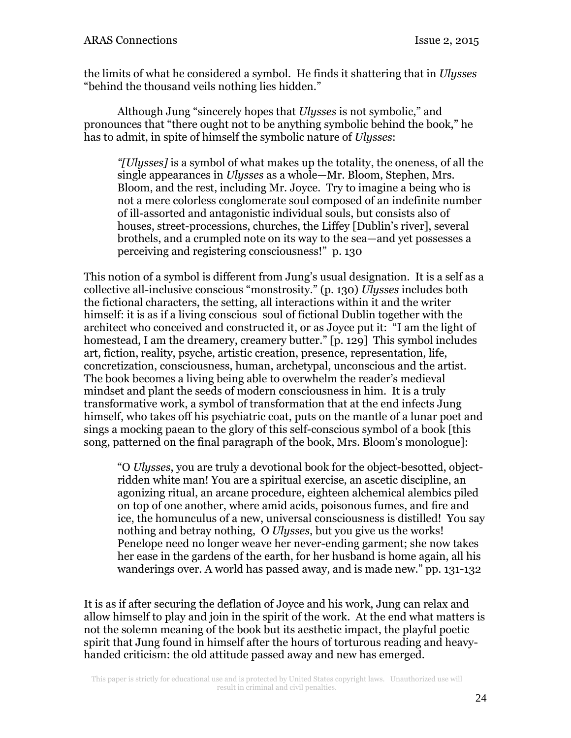the limits of what he considered a symbol. He finds it shattering that in *Ulysses* "behind the thousand veils nothing lies hidden."

Although Jung "sincerely hopes that *Ulysses* is not symbolic," and pronounces that "there ought not to be anything symbolic behind the book," he has to admit, in spite of himself the symbolic nature of *Ulysses*:

> *"[Ulysses]* is a symbol of what makes up the totality, the oneness, of all the single appearances in *Ulysses* as a whole—Mr. Bloom, Stephen, Mrs. Bloom, and the rest, including Mr. Joyce. Try to imagine a being who is not a mere colorless conglomerate soul composed of an indefinite number of ill-assorted and antagonistic individual souls, but consists also of houses, street-processions, churches, the Liffey [Dublin's river], several brothels, and a crumpled note on its way to the sea—and yet possesses a perceiving and registering consciousness!" p. 130

This notion of a symbol is different from Jung's usual designation. It is a self as a collective all-inclusive conscious "monstrosity." (p. 130) *Ulysses* includes both the fictional characters, the setting, all interactions within it and the writer himself: it is as if a living conscious soul of fictional Dublin together with the architect who conceived and constructed it, or as Joyce put it: "I am the light of homestead, I am the dreamery, creamery butter." [p. 129] This symbol includes art, fiction, reality, psyche, artistic creation, presence, representation, life, concretization, consciousness, human, archetypal, unconscious and the artist. The book becomes a living being able to overwhelm the reader's medieval mindset and plant the seeds of modern consciousness in him. It is a truly transformative work, a symbol of transformation that at the end infects Jung himself, who takes off his psychiatric coat, puts on the mantle of a lunar poet and sings a mocking paean to the glory of this self-conscious symbol of a book [this song, patterned on the final paragraph of the book, Mrs. Bloom's monologue]:

> "O *Ulysses*, you are truly a devotional book for the object-besotted, object-ridden white man! You are a spiritual exercise, an ascetic discipline, an agonizing ritual, an arcane procedure, eighteen alchemical alembics piled on top of one another, where amid acids, poisonous fumes, and fire and ice, the homunculus of a new, universal consciousness is distilled! You say nothing and betray nothing, O *Ulysses*, but you give us the works! Penelope need no longer weave her never-ending garment; she now takes her ease in the gardens of the earth, for her husband is home again, all his wanderings over. A world has passed away, and is made new." pp. 131-132

It is as if after securing the deflation of Joyce and his work, Jung can relax and allow himself to play and join in the spirit of the work. At the end what matters is not the solemn meaning of the book but its aesthetic impact, the playful poetic spirit that Jung found in himself after the hours of torturous reading and heavy-handed criticism: the old attitude passed away and new has emerged.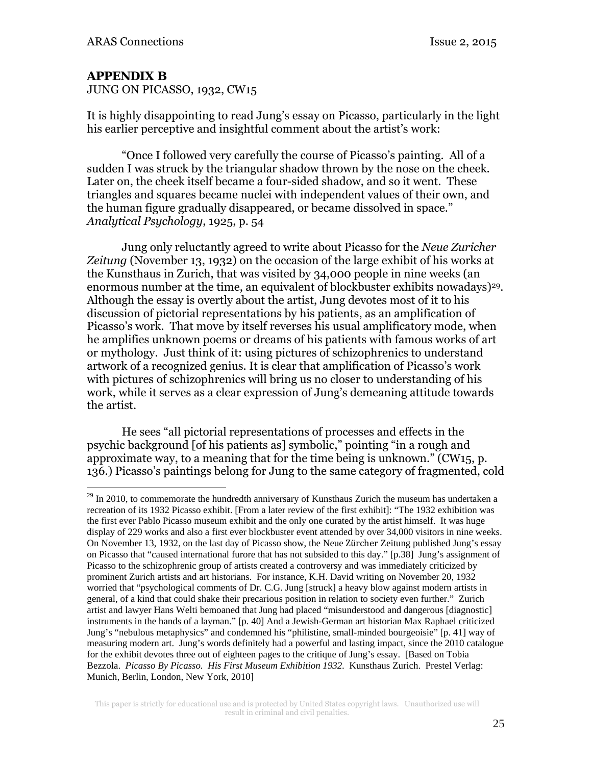**APPENDIX B**
JUNG ON PICASSO, 1932, CW15

It is highly disappointing to read Jung's essay on Picasso, particularly in the light his earlier perceptive and insightful comment about the artist's work:

"Once I followed very carefully the course of Picasso's painting. All of a sudden I was struck by the triangular shadow thrown by the nose on the cheek. Later on, the cheek itself became a four-sided shadow, and so it went. These triangles and squares became nuclei with independent values of their own, and the human figure gradually disappeared, or became dissolved in space." *Analytical Psychology*, 1925, p. 54

Jung only reluctantly agreed to write about Picasso for the *Neue Zuricher Zeitung* (November 13, 1932) on the occasion of the large exhibit of his works at the Kunsthaus in Zurich, that was visited by 34,000 people in nine weeks (an enormous number at the time, an equivalent of blockbuster exhibits nowadays)[29]. Although the essay is overtly about the artist, Jung devotes most of it to his discussion of pictorial representations by his patients, as an amplification of Picasso's work. That move by itself reverses his usual amplificatory mode, when he amplifies unknown poems or dreams of his patients with famous works of art or mythology. Just think of it: using pictures of schizophrenics to understand artwork of a recognized genius. It is clear that amplification of Picasso's work with pictures of schizophrenics will bring us no closer to understanding of his work, while it serves as a clear expression of Jung's demeaning attitude towards the artist.

He sees "all pictorial representations of processes and effects in the psychic background [of his patients as] symbolic," pointing "in a rough and approximate way, to a meaning that for the time being is unknown." (CW15, p. 136.) Picasso's paintings belong for Jung to the same category of fragmented, cold

---

[29] In 2010, to commemorate the hundredth anniversary of Kunsthaus Zurich the museum has undertaken a recreation of its 1932 Picasso exhibit. [From a later review of the first exhibit]: "The 1932 exhibition was the first ever Pablo Picasso museum exhibit and the only one curated by the artist himself. It was huge display of 229 works and also a first ever blockbuster event attended by over 34,000 visitors in nine weeks. On November 13, 1932, on the last day of Picasso show, the Neue Zürcher Zeitung published Jung's essay on Picasso that "caused international furore that has not subsided to this day." [p.38] Jung's assignment of Picasso to the schizophrenic group of artists created a controversy and was immediately criticized by prominent Zurich artists and art historians. For instance, K.H. David writing on November 20, 1932 worried that "psychological comments of Dr. C.G. Jung [struck] a heavy blow against modern artists in general, of a kind that could shake their precarious position in relation to society even further." Zurich artist and lawyer Hans Welti bemoaned that Jung had placed "misunderstood and dangerous [diagnostic] instruments in the hands of a layman." [p. 40] And a Jewish-German art historian Max Raphael criticized Jung's "nebulous metaphysics" and condemned his "philistine, small-minded bourgeoisie" [p. 41] way of measuring modern art. Jung's words definitely had a powerful and lasting impact, since the 2010 catalogue for the exhibit devotes three out of eighteen pages to the critique of Jung's essay. [Based on Tobia Bezzola. *Picasso By Picasso. His First Museum Exhibition 1932*. Kunsthaus Zurich. Prestel Verlag: Munich, Berlin, London, New York, 2010]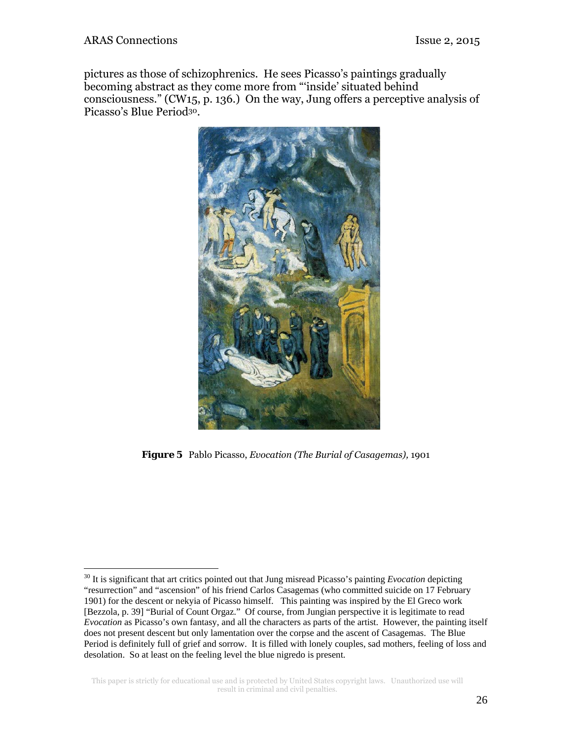pictures as those of schizophrenics. He sees Picasso's paintings gradually becoming abstract as they come more from "'inside' situated behind consciousness." (CW15, p. 136.) On the way, Jung offers a perceptive analysis of Picasso's Blue Period[30].

**Figure 5** Pablo Picasso, *Evocation (The Burial of Casagemas)*, 1901

[30] It is significant that art critics pointed out that Jung misread Picasso's painting *Evocation* depicting "resurrection" and "ascension" of his friend Carlos Casagemas (who committed suicide on 17 February 1901) for the descent or nekyia of Picasso himself. This painting was inspired by the El Greco work [Bezzola, p. 39] "Burial of Count Orgaz." Of course, from Jungian perspective it is legitimate to read *Evocation* as Picasso's own fantasy, and all the characters as parts of the artist. However, the painting itself does not present descent but only lamentation over the corpse and the ascent of Casagemas. The Blue Period is definitely full of grief and sorrow. It is filled with lonely couples, sad mothers, feeling of loss and desolation. So at least on the feeling level the blue nigredo is present.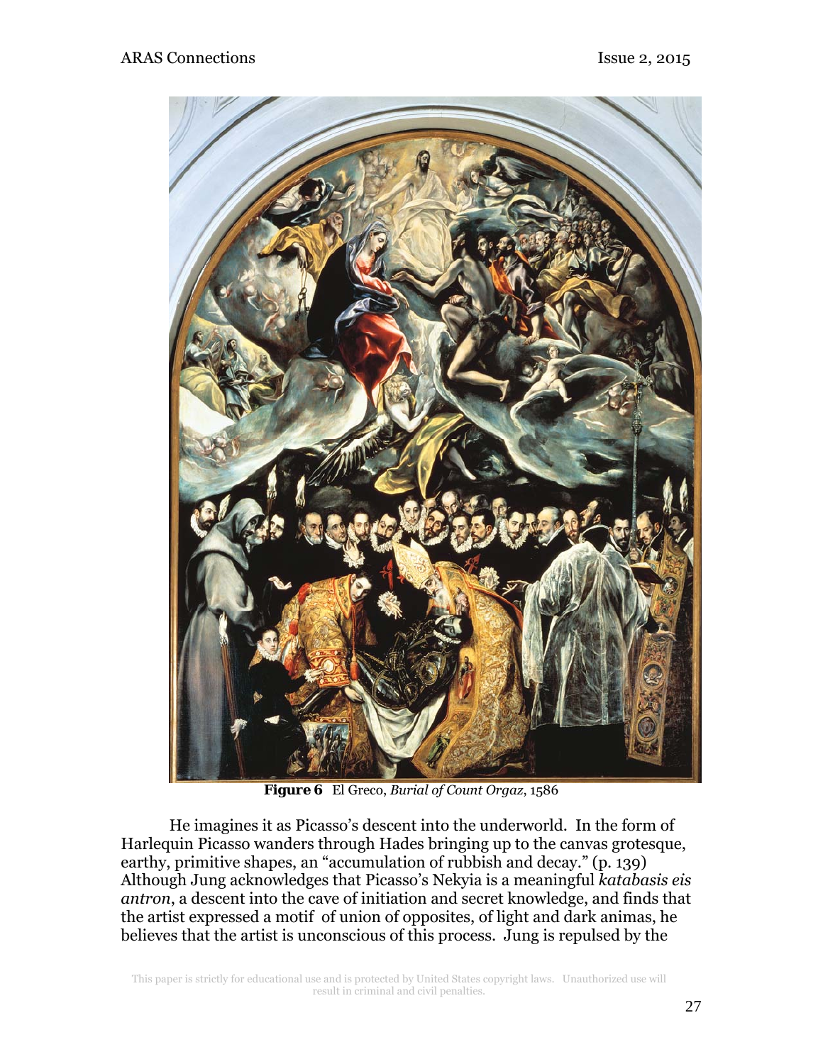**Figure 6** El Greco, *Burial of Count Orgaz*, 1586

He imagines it as Picasso's descent into the underworld. In the form of Harlequin Picasso wanders through Hades bringing up to the canvas grotesque, earthy, primitive shapes, an "accumulation of rubbish and decay." (p. 139) Although Jung acknowledges that Picasso's Nekyia is a meaningful *katabasis eis antron*, a descent into the cave of initiation and secret knowledge, and finds that the artist expressed a motif of union of opposites, of light and dark animas, he believes that the artist is unconscious of this process. Jung is repulsed by the

This paper is strictly for educational use and is protected by United States copyright laws. Unauthorized use will result in criminal and civil penalties.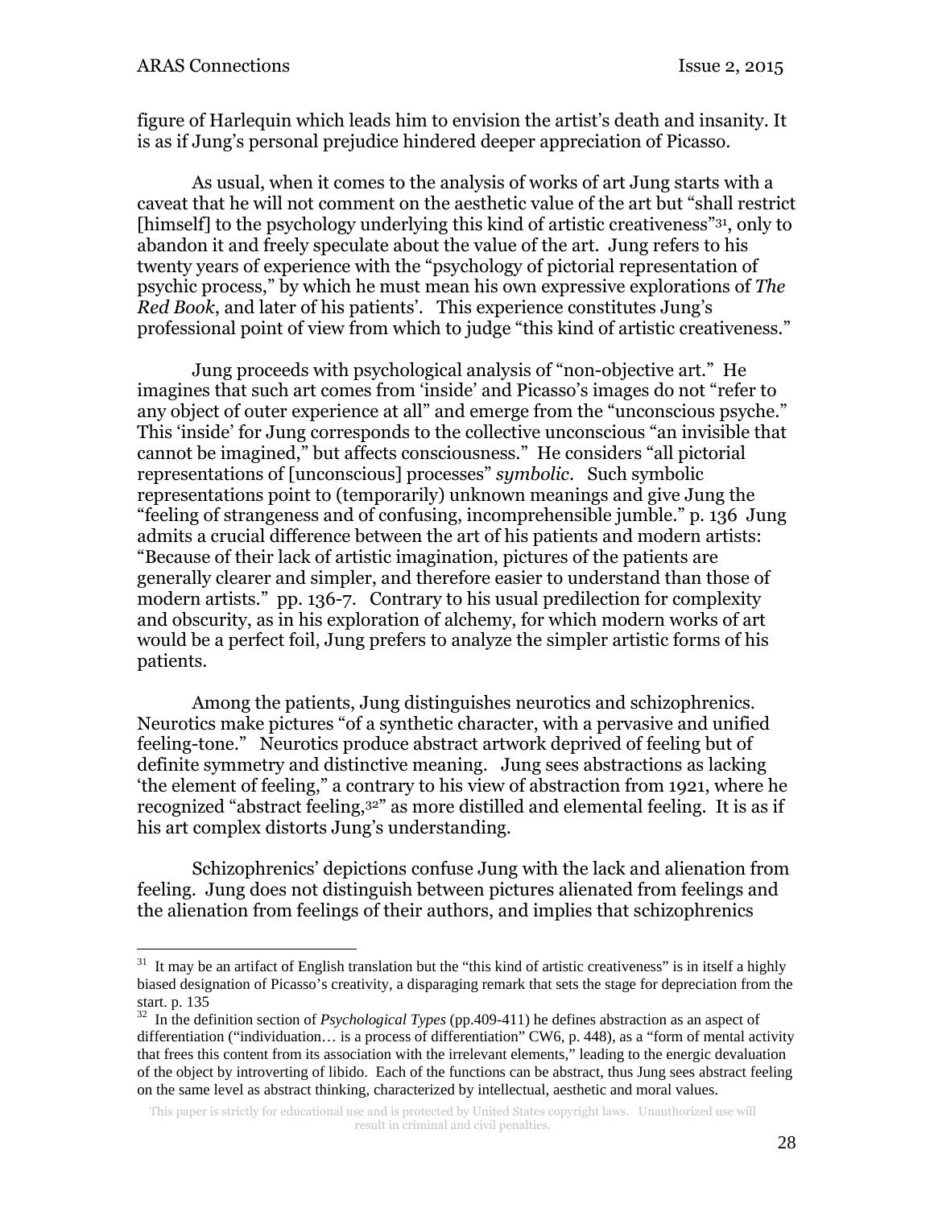figure of Harlequin which leads him to envision the artist's death and insanity. It is as if Jung's personal prejudice hindered deeper appreciation of Picasso.

As usual, when it comes to the analysis of works of art Jung starts with a caveat that he will not comment on the aesthetic value of the art but "shall restrict [himself] to the psychology underlying this kind of artistic creativeness"[31], only to abandon it and freely speculate about the value of the art. Jung refers to his twenty years of experience with the "psychology of pictorial representation of psychic process," by which he must mean his own expressive explorations of *The Red Book*, and later of his patients'. This experience constitutes Jung's professional point of view from which to judge "this kind of artistic creativeness."

Jung proceeds with psychological analysis of "non-objective art." He imagines that such art comes from 'inside' and Picasso's images do not "refer to any object of outer experience at all" and emerge from the "unconscious psyche." This 'inside' for Jung corresponds to the collective unconscious "an invisible that cannot be imagined," but affects consciousness." He considers "all pictorial representations of [unconscious] processes" *symbolic*. Such symbolic representations point to (temporarily) unknown meanings and give Jung the "feeling of strangeness and of confusing, incomprehensible jumble." p. 136 Jung admits a crucial difference between the art of his patients and modern artists: "Because of their lack of artistic imagination, pictures of the patients are generally clearer and simpler, and therefore easier to understand than those of modern artists." pp. 136-7. Contrary to his usual predilection for complexity and obscurity, as in his exploration of alchemy, for which modern works of art would be a perfect foil, Jung prefers to analyze the simpler artistic forms of his patients.

Among the patients, Jung distinguishes neurotics and schizophrenics. Neurotics make pictures "of a synthetic character, with a pervasive and unified feeling-tone." Neurotics produce abstract artwork deprived of feeling but of definite symmetry and distinctive meaning. Jung sees abstractions as lacking 'the element of feeling," a contrary to his view of abstraction from 1921, where he recognized "abstract feeling,[32]" as more distilled and elemental feeling. It is as if his art complex distorts Jung's understanding.

Schizophrenics' depictions confuse Jung with the lack and alienation from feeling. Jung does not distinguish between pictures alienated from feelings and the alienation from feelings of their authors, and implies that schizophrenics

---

[31] It may be an artifact of English translation but the "this kind of artistic creativeness" is in itself a highly biased designation of Picasso's creativity, a disparaging remark that sets the stage for depreciation from the start. p. 135

[32] In the definition section of *Psychological Types* (pp.409-411) he defines abstraction as an aspect of differentiation ("individuation… is a process of differentiation" CW6, p. 448), as a "form of mental activity that frees this content from its association with the irrelevant elements," leading to the energic devaluation of the object by introverting of libido. Each of the functions can be abstract, thus Jung sees abstract feeling on the same level as abstract thinking, characterized by intellectual, aesthetic and moral values.

This paper is strictly for educational use and is protected by United States copyright laws. Unauthorized use will result in criminal and civil penalties.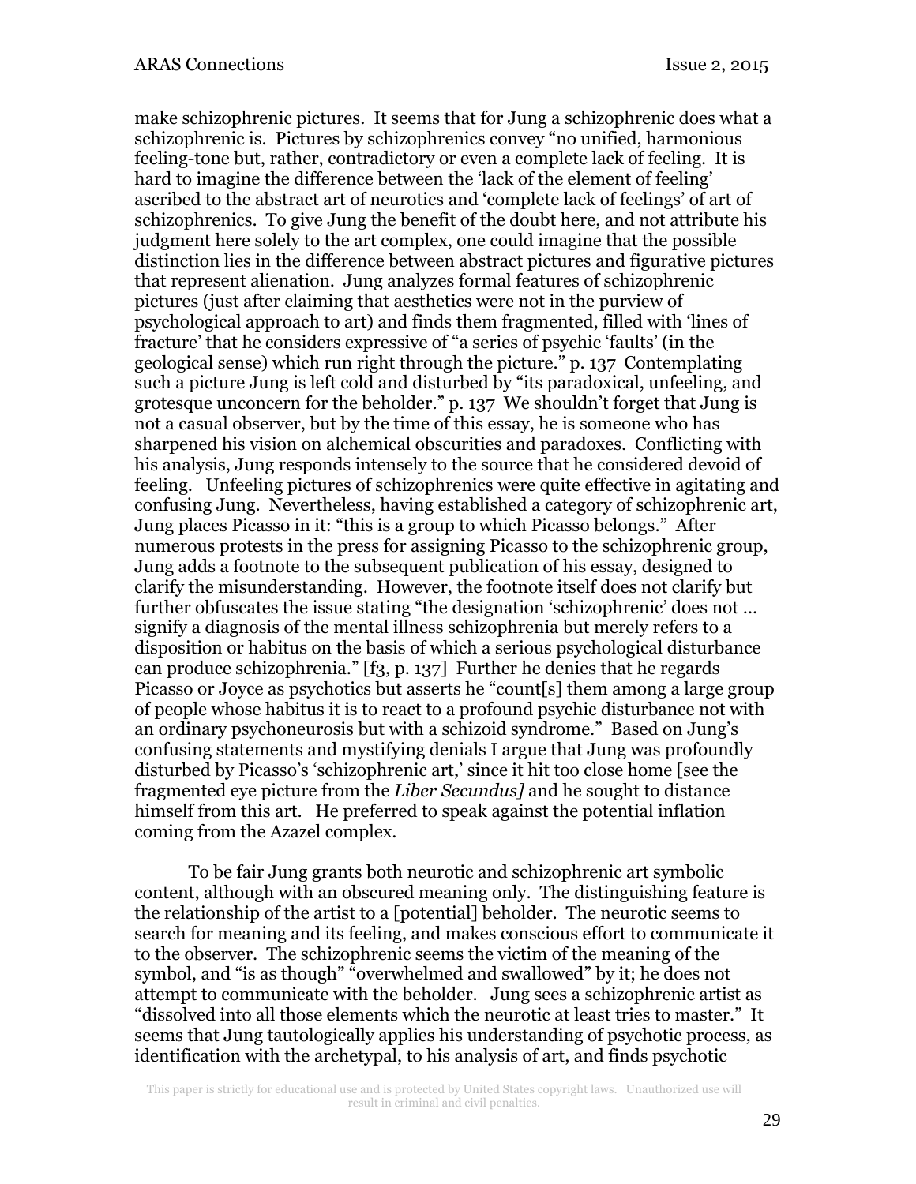make schizophrenic pictures. It seems that for Jung a schizophrenic does what a schizophrenic is. Pictures by schizophrenics convey "no unified, harmonious feeling-tone but, rather, contradictory or even a complete lack of feeling. It is hard to imagine the difference between the 'lack of the element of feeling' ascribed to the abstract art of neurotics and 'complete lack of feelings' of art of schizophrenics. To give Jung the benefit of the doubt here, and not attribute his judgment here solely to the art complex, one could imagine that the possible distinction lies in the difference between abstract pictures and figurative pictures that represent alienation. Jung analyzes formal features of schizophrenic pictures (just after claiming that aesthetics were not in the purview of psychological approach to art) and finds them fragmented, filled with 'lines of fracture' that he considers expressive of "a series of psychic 'faults' (in the geological sense) which run right through the picture." p. 137 Contemplating such a picture Jung is left cold and disturbed by "its paradoxical, unfeeling, and grotesque unconcern for the beholder." p. 137 We shouldn't forget that Jung is not a casual observer, but by the time of this essay, he is someone who has sharpened his vision on alchemical obscurities and paradoxes. Conflicting with his analysis, Jung responds intensely to the source that he considered devoid of feeling. Unfeeling pictures of schizophrenics were quite effective in agitating and confusing Jung. Nevertheless, having established a category of schizophrenic art, Jung places Picasso in it: "this is a group to which Picasso belongs." After numerous protests in the press for assigning Picasso to the schizophrenic group, Jung adds a footnote to the subsequent publication of his essay, designed to clarify the misunderstanding. However, the footnote itself does not clarify but further obfuscates the issue stating "the designation 'schizophrenic' does not … signify a diagnosis of the mental illness schizophrenia but merely refers to a disposition or habitus on the basis of which a serious psychological disturbance can produce schizophrenia." [f3, p. 137] Further he denies that he regards Picasso or Joyce as psychotics but asserts he "count[s] them among a large group of people whose habitus it is to react to a profound psychic disturbance not with an ordinary psychoneurosis but with a schizoid syndrome." Based on Jung's confusing statements and mystifying denials I argue that Jung was profoundly disturbed by Picasso's 'schizophrenic art,' since it hit too close home [see the fragmented eye picture from the *Liber Secundus]* and he sought to distance himself from this art. He preferred to speak against the potential inflation coming from the Azazel complex.

To be fair Jung grants both neurotic and schizophrenic art symbolic content, although with an obscured meaning only. The distinguishing feature is the relationship of the artist to a [potential] beholder. The neurotic seems to search for meaning and its feeling, and makes conscious effort to communicate it to the observer. The schizophrenic seems the victim of the meaning of the symbol, and "is as though" "overwhelmed and swallowed" by it; he does not attempt to communicate with the beholder. Jung sees a schizophrenic artist as "dissolved into all those elements which the neurotic at least tries to master." It seems that Jung tautologically applies his understanding of psychotic process, as identification with the archetypal, to his analysis of art, and finds psychotic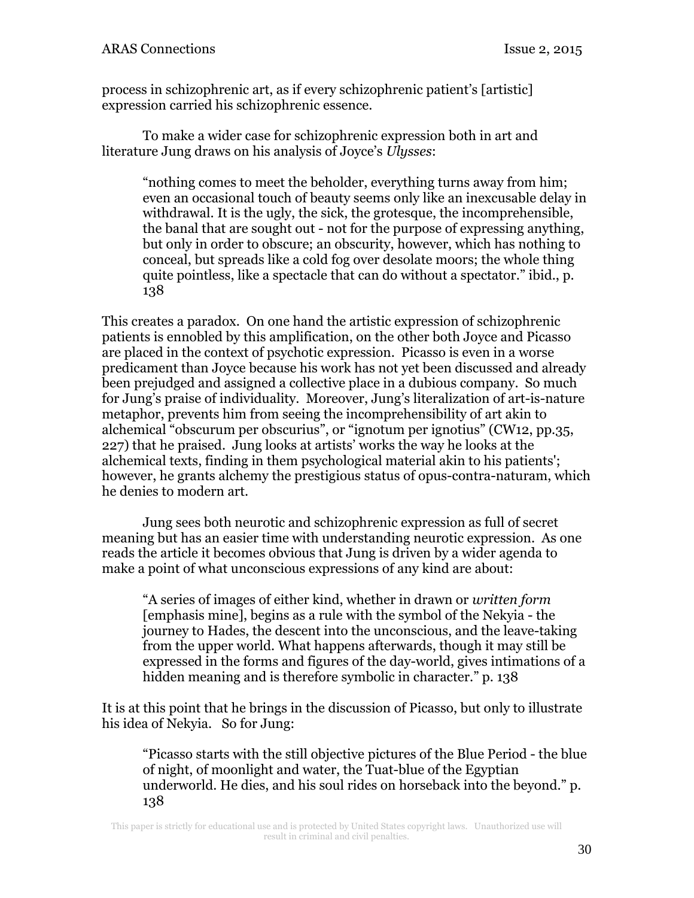process in schizophrenic art, as if every schizophrenic patient's [artistic] expression carried his schizophrenic essence.

To make a wider case for schizophrenic expression both in art and literature Jung draws on his analysis of Joyce's *Ulysses*:

> "nothing comes to meet the beholder, everything turns away from him; even an occasional touch of beauty seems only like an inexcusable delay in withdrawal. It is the ugly, the sick, the grotesque, the incomprehensible, the banal that are sought out - not for the purpose of expressing anything, but only in order to obscure; an obscurity, however, which has nothing to conceal, but spreads like a cold fog over desolate moors; the whole thing quite pointless, like a spectacle that can do without a spectator." ibid., p. 138

This creates a paradox. On one hand the artistic expression of schizophrenic patients is ennobled by this amplification, on the other both Joyce and Picasso are placed in the context of psychotic expression. Picasso is even in a worse predicament than Joyce because his work has not yet been discussed and already been prejudged and assigned a collective place in a dubious company. So much for Jung's praise of individuality. Moreover, Jung's literalization of art-is-nature metaphor, prevents him from seeing the incomprehensibility of art akin to alchemical "obscurum per obscurius", or "ignotum per ignotius" (CW12, pp.35, 227) that he praised. Jung looks at artists' works the way he looks at the alchemical texts, finding in them psychological material akin to his patients'; however, he grants alchemy the prestigious status of opus-contra-naturam, which he denies to modern art.

Jung sees both neurotic and schizophrenic expression as full of secret meaning but has an easier time with understanding neurotic expression. As one reads the article it becomes obvious that Jung is driven by a wider agenda to make a point of what unconscious expressions of any kind are about:

> "A series of images of either kind, whether in drawn or *written form* [emphasis mine], begins as a rule with the symbol of the Nekyia - the journey to Hades, the descent into the unconscious, and the leave-taking from the upper world. What happens afterwards, though it may still be expressed in the forms and figures of the day-world, gives intimations of a hidden meaning and is therefore symbolic in character." p. 138

It is at this point that he brings in the discussion of Picasso, but only to illustrate his idea of Nekyia. So for Jung:

> "Picasso starts with the still objective pictures of the Blue Period - the blue of night, of moonlight and water, the Tuat-blue of the Egyptian underworld. He dies, and his soul rides on horseback into the beyond." p. 138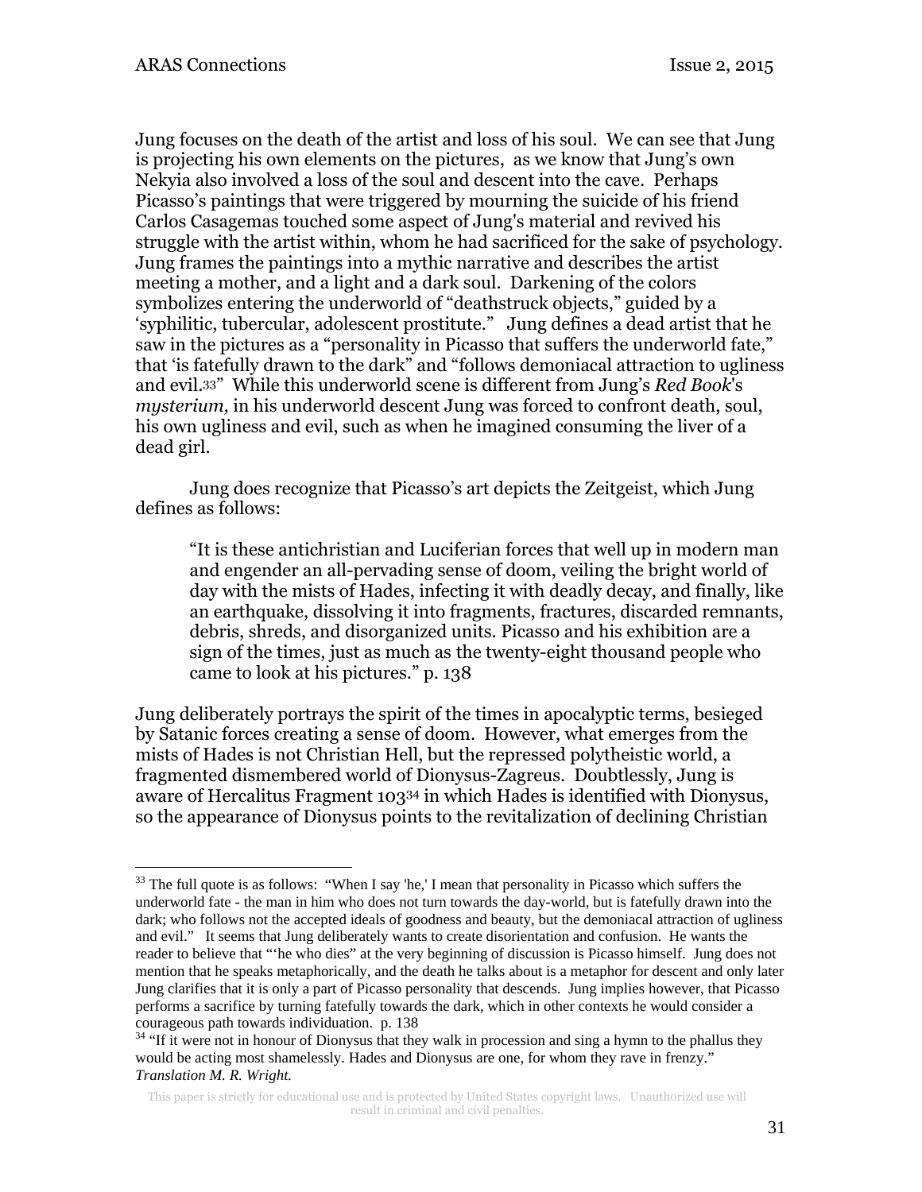Jung focuses on the death of the artist and loss of his soul. We can see that Jung is projecting his own elements on the pictures, as we know that Jung's own Nekyia also involved a loss of the soul and descent into the cave. Perhaps Picasso's paintings that were triggered by mourning the suicide of his friend Carlos Casagemas touched some aspect of Jung's material and revived his struggle with the artist within, whom he had sacrificed for the sake of psychology. Jung frames the paintings into a mythic narrative and describes the artist meeting a mother, and a light and a dark soul. Darkening of the colors symbolizes entering the underworld of "deathstruck objects," guided by a 'syphilitic, tubercular, adolescent prostitute." Jung defines a dead artist that he saw in the pictures as a "personality in Picasso that suffers the underworld fate," that 'is fatefully drawn to the dark" and "follows demoniacal attraction to ugliness and evil.[33]" While this underworld scene is different from Jung's *Red Book*'s *mysterium,* in his underworld descent Jung was forced to confront death, soul, his own ugliness and evil, such as when he imagined consuming the liver of a dead girl.

Jung does recognize that Picasso's art depicts the Zeitgeist, which Jung defines as follows:

> "It is these antichristian and Luciferian forces that well up in modern man and engender an all-pervading sense of doom, veiling the bright world of day with the mists of Hades, infecting it with deadly decay, and finally, like an earthquake, dissolving it into fragments, fractures, discarded remnants, debris, shreds, and disorganized units. Picasso and his exhibition are a sign of the times, just as much as the twenty-eight thousand people who came to look at his pictures." p. 138

Jung deliberately portrays the spirit of the times in apocalyptic terms, besieged by Satanic forces creating a sense of doom. However, what emerges from the mists of Hades is not Christian Hell, but the repressed polytheistic world, a fragmented dismembered world of Dionysus-Zagreus. Doubtlessly, Jung is aware of Hercalitus Fragment 103[34] in which Hades is identified with Dionysus, so the appearance of Dionysus points to the revitalization of declining Christian

---

[33] The full quote is as follows: "When I say 'he,' I mean that personality in Picasso which suffers the underworld fate - the man in him who does not turn towards the day-world, but is fatefully drawn into the dark; who follows not the accepted ideals of goodness and beauty, but the demoniacal attraction of ugliness and evil." It seems that Jung deliberately wants to create disorientation and confusion. He wants the reader to believe that "'he who dies" at the very beginning of discussion is Picasso himself. Jung does not mention that he speaks metaphorically, and the death he talks about is a metaphor for descent and only later Jung clarifies that it is only a part of Picasso personality that descends. Jung implies however, that Picasso performs a sacrifice by turning fatefully towards the dark, which in other contexts he would consider a courageous path towards individuation. p. 138

[34] "If it were not in honour of Dionysus that they walk in procession and sing a hymn to the phallus they would be acting most shamelessly. Hades and Dionysus are one, for whom they rave in frenzy." *Translation M. R. Wright.*

This paper is strictly for educational use and is protected by United States copyright laws. Unauthorized use will result in criminal and civil penalties.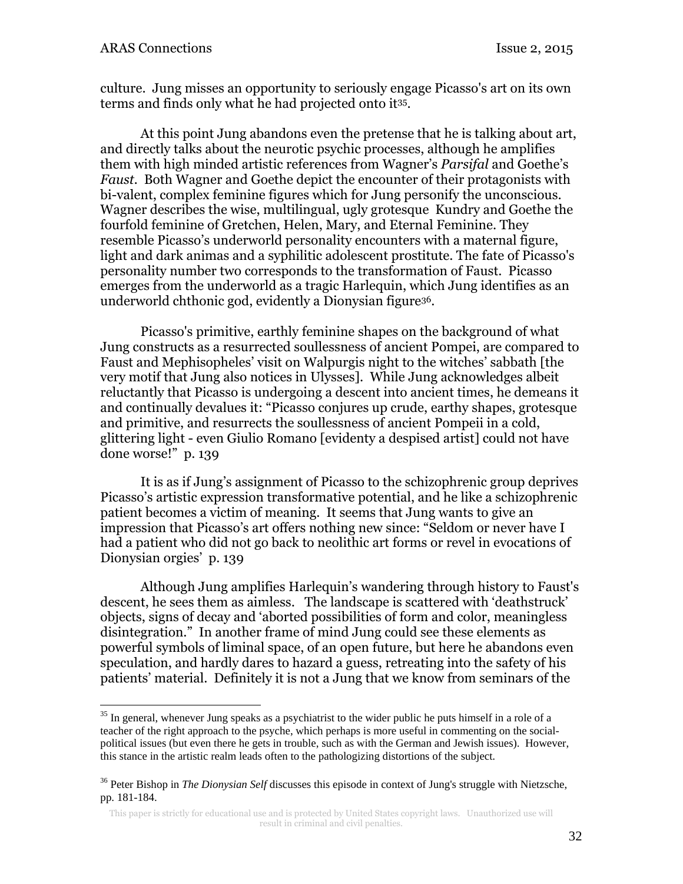culture. Jung misses an opportunity to seriously engage Picasso's art on its own terms and finds only what he had projected onto it[35].

At this point Jung abandons even the pretense that he is talking about art, and directly talks about the neurotic psychic processes, although he amplifies them with high minded artistic references from Wagner's *Parsifal* and Goethe's *Faust*. Both Wagner and Goethe depict the encounter of their protagonists with bi-valent, complex feminine figures which for Jung personify the unconscious. Wagner describes the wise, multilingual, ugly grotesque Kundry and Goethe the fourfold feminine of Gretchen, Helen, Mary, and Eternal Feminine. They resemble Picasso's underworld personality encounters with a maternal figure, light and dark animas and a syphilitic adolescent prostitute. The fate of Picasso's personality number two corresponds to the transformation of Faust. Picasso emerges from the underworld as a tragic Harlequin, which Jung identifies as an underworld chthonic god, evidently a Dionysian figure[36].

Picasso's primitive, earthly feminine shapes on the background of what Jung constructs as a resurrected soullessness of ancient Pompei, are compared to Faust and Mephisopheles' visit on Walpurgis night to the witches' sabbath [the very motif that Jung also notices in Ulysses]. While Jung acknowledges albeit reluctantly that Picasso is undergoing a descent into ancient times, he demeans it and continually devalues it: "Picasso conjures up crude, earthy shapes, grotesque and primitive, and resurrects the soullessness of ancient Pompeii in a cold, glittering light - even Giulio Romano [evidenty a despised artist] could not have done worse!" p. 139

It is as if Jung's assignment of Picasso to the schizophrenic group deprives Picasso's artistic expression transformative potential, and he like a schizophrenic patient becomes a victim of meaning. It seems that Jung wants to give an impression that Picasso's art offers nothing new since: "Seldom or never have I had a patient who did not go back to neolithic art forms or revel in evocations of Dionysian orgies' p. 139

Although Jung amplifies Harlequin's wandering through history to Faust's descent, he sees them as aimless. The landscape is scattered with 'deathstruck' objects, signs of decay and 'aborted possibilities of form and color, meaningless disintegration." In another frame of mind Jung could see these elements as powerful symbols of liminal space, of an open future, but here he abandons even speculation, and hardly dares to hazard a guess, retreating into the safety of his patients' material. Definitely it is not a Jung that we know from seminars of the

---

[35] In general, whenever Jung speaks as a psychiatrist to the wider public he puts himself in a role of a teacher of the right approach to the psyche, which perhaps is more useful in commenting on the social-political issues (but even there he gets in trouble, such as with the German and Jewish issues). However, this stance in the artistic realm leads often to the pathologizing distortions of the subject.

[36] Peter Bishop in *The Dionysian Self* discusses this episode in context of Jung's struggle with Nietzsche, pp. 181-184.

This paper is strictly for educational use and is protected by United States copyright laws. Unauthorized use will result in criminal and civil penalties.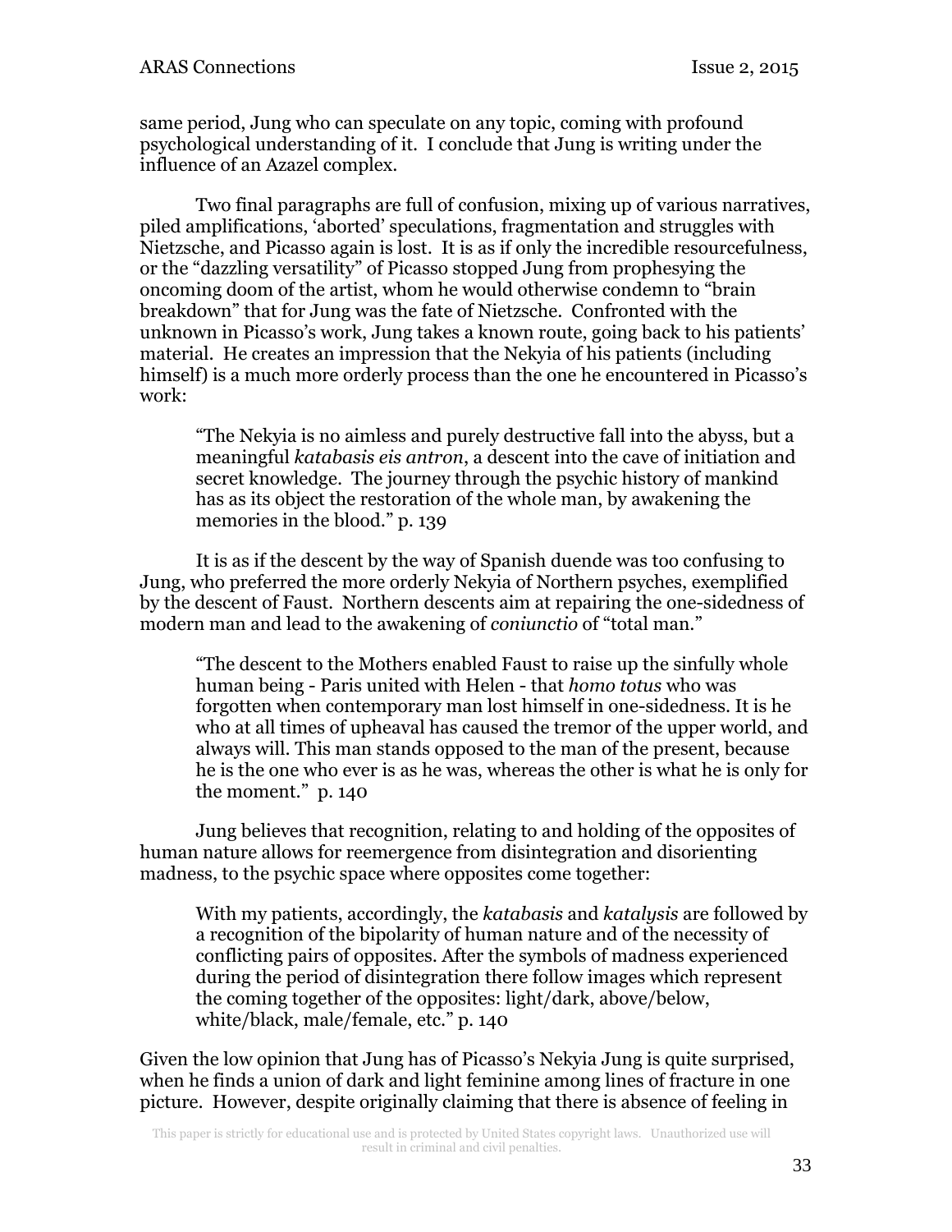same period, Jung who can speculate on any topic, coming with profound psychological understanding of it. I conclude that Jung is writing under the influence of an Azazel complex.

Two final paragraphs are full of confusion, mixing up of various narratives, piled amplifications, 'aborted' speculations, fragmentation and struggles with Nietzsche, and Picasso again is lost. It is as if only the incredible resourcefulness, or the "dazzling versatility" of Picasso stopped Jung from prophesying the oncoming doom of the artist, whom he would otherwise condemn to "brain breakdown" that for Jung was the fate of Nietzsche. Confronted with the unknown in Picasso's work, Jung takes a known route, going back to his patients' material. He creates an impression that the Nekyia of his patients (including himself) is a much more orderly process than the one he encountered in Picasso's work:

> "The Nekyia is no aimless and purely destructive fall into the abyss, but a meaningful *katabasis eis antron*, a descent into the cave of initiation and secret knowledge. The journey through the psychic history of mankind has as its object the restoration of the whole man, by awakening the memories in the blood." p. 139

It is as if the descent by the way of Spanish duende was too confusing to Jung, who preferred the more orderly Nekyia of Northern psyches, exemplified by the descent of Faust. Northern descents aim at repairing the one-sidedness of modern man and lead to the awakening of *coniunctio* of "total man."

> "The descent to the Mothers enabled Faust to raise up the sinfully whole human being - Paris united with Helen - that *homo totus* who was forgotten when contemporary man lost himself in one-sidedness. It is he who at all times of upheaval has caused the tremor of the upper world, and always will. This man stands opposed to the man of the present, because he is the one who ever is as he was, whereas the other is what he is only for the moment." p. 140

Jung believes that recognition, relating to and holding of the opposites of human nature allows for reemergence from disintegration and disorienting madness, to the psychic space where opposites come together:

> With my patients, accordingly, the *katabasis* and *katalysis* are followed by a recognition of the bipolarity of human nature and of the necessity of conflicting pairs of opposites. After the symbols of madness experienced during the period of disintegration there follow images which represent the coming together of the opposites: light/dark, above/below, white/black, male/female, etc." p. 140

Given the low opinion that Jung has of Picasso's Nekyia Jung is quite surprised, when he finds a union of dark and light feminine among lines of fracture in one picture. However, despite originally claiming that there is absence of feeling in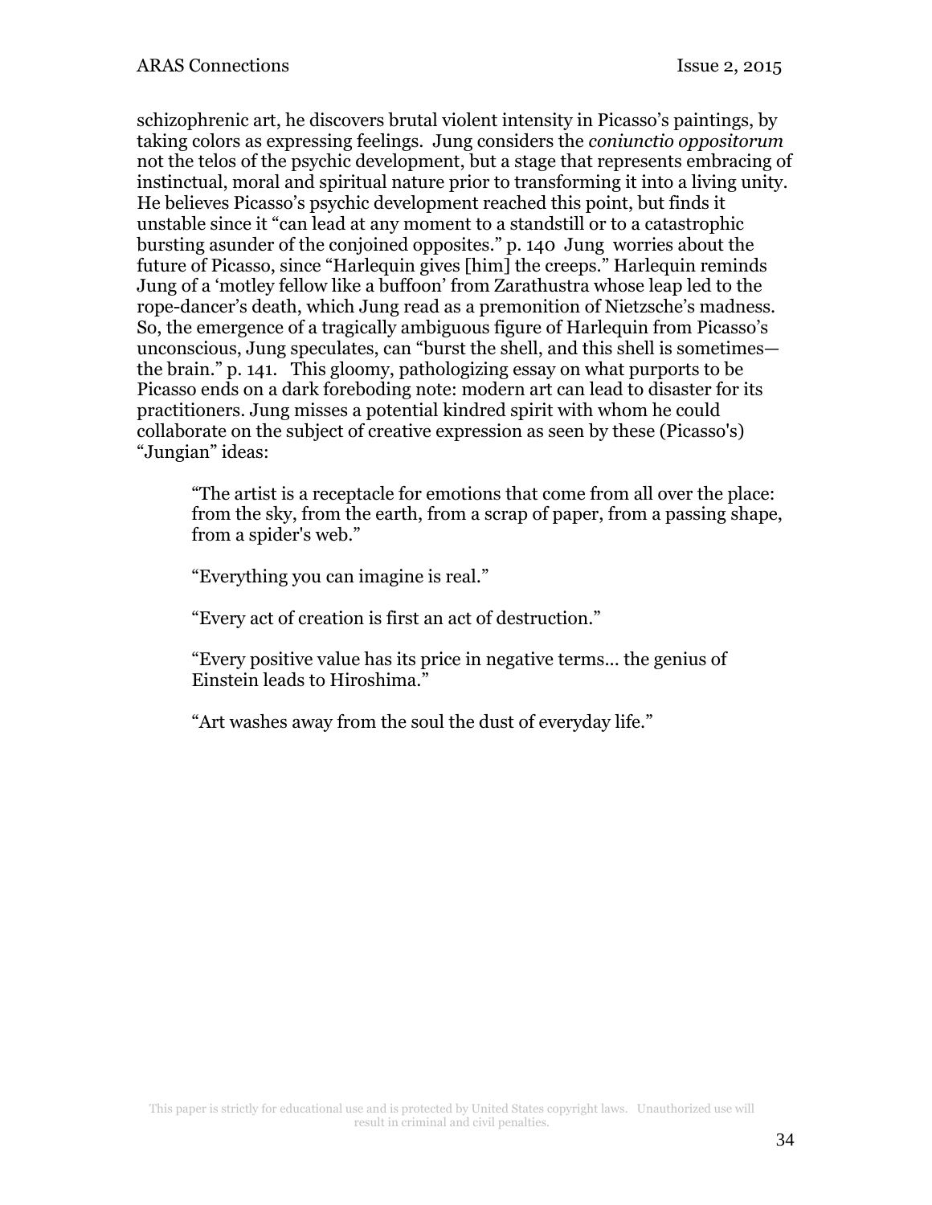schizophrenic art, he discovers brutal violent intensity in Picasso's paintings, by taking colors as expressing feelings. Jung considers the *coniunctio oppositorum* not the telos of the psychic development, but a stage that represents embracing of instinctual, moral and spiritual nature prior to transforming it into a living unity. He believes Picasso's psychic development reached this point, but finds it unstable since it "can lead at any moment to a standstill or to a catastrophic bursting asunder of the conjoined opposites." p. 140 Jung worries about the future of Picasso, since "Harlequin gives [him] the creeps." Harlequin reminds Jung of a 'motley fellow like a buffoon' from Zarathustra whose leap led to the rope-dancer's death, which Jung read as a premonition of Nietzsche's madness. So, the emergence of a tragically ambiguous figure of Harlequin from Picasso's unconscious, Jung speculates, can "burst the shell, and this shell is sometimes—the brain." p. 141. This gloomy, pathologizing essay on what purports to be Picasso ends on a dark foreboding note: modern art can lead to disaster for its practitioners. Jung misses a potential kindred spirit with whom he could collaborate on the subject of creative expression as seen by these (Picasso's) "Jungian" ideas:

> "The artist is a receptacle for emotions that come from all over the place: from the sky, from the earth, from a scrap of paper, from a passing shape, from a spider's web."
>
> "Everything you can imagine is real."
>
> "Every act of creation is first an act of destruction."
>
> "Every positive value has its price in negative terms... the genius of Einstein leads to Hiroshima."
>
> "Art washes away from the soul the dust of everyday life."

This paper is strictly for educational use and is protected by United States copyright laws. Unauthorized use will result in criminal and civil penalties.